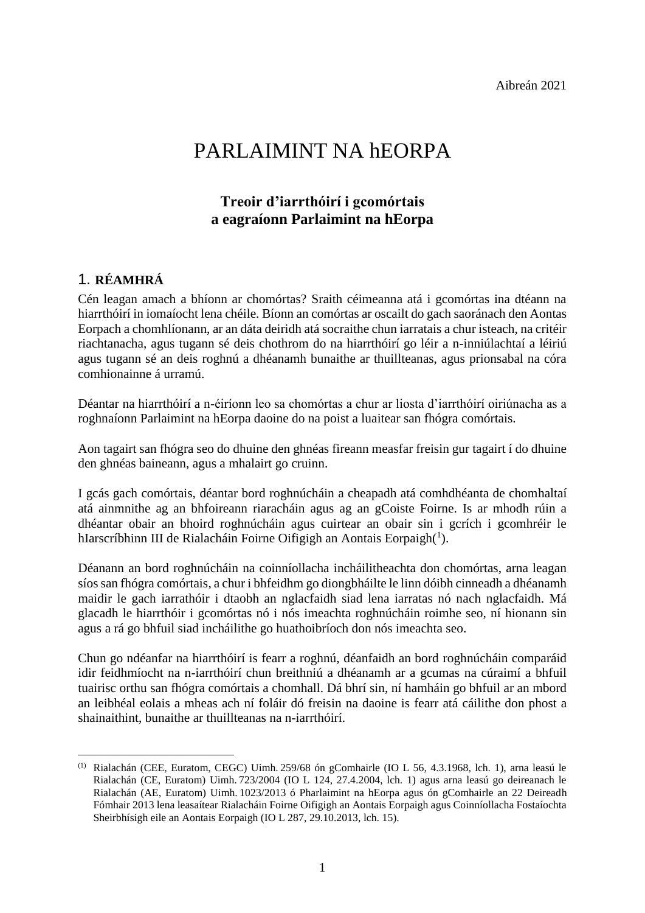Aibreán 2021

# PARLAIMINT NA hEORPA

## Treoir d'iarrthóirí i gcomórtais a eagraíonn Parlaimint na hEorpa

## 1. RÉAMHRÁ

Cén leagan amach a bhíonn ar chomórtas? Sraith céimeanna atá i gcomórtas ina dtéann na hiarrthóirí in iomaíocht lena chéile. Bíonn an comórtas ar oscailt do gach saoránach den Aontas Eorpach a chomhlíonann, ar an dáta deiridh atá socraithe chun iarratais a chur isteach, na critéir riachtanacha, agus tugann sé deis chothrom do na hiarrthóirí go léir a n-inniúlachtaí a léiriú agus tugann sé an deis roghnú a dhéanamh bunaithe ar thuillteanas, agus prionsabal na córa comhionainne á urramú.

Déantar na hiarrthóirí a n-éiríonn leo sa chomórtas a chur ar liosta d'iarrthóirí oiriúnacha as a roghnaíonn Parlaimint na hEorpa daoine do na poist a luaitear san fhógra comórtais.

Aon tagairt san fhógra seo do dhuine den ghnéas fireann measfar freisin gur tagairt í do dhuine den ghnéas baineann, agus a mhalairt go cruinn.

I gcás gach comórtais, déantar bord roghnúcháin a cheapadh atá comhdhéanta de chomhaltaí atá ainmnithe ag an bhfoireann riaracháin agus ag an gCoiste Foirne. Is ar mhodh rúin a dhéantar obair an bhoird roghnúcháin agus cuirtear an obair sin i gcrích i gcomhréir le hIarscríbhinn III de Rialacháin Foirne Oifigigh an Aontais Eorpaigh([1]).

Déanann an bord roghnúcháin na coinníollacha incháilitheachta don chomórtas, arna leagan síos san fhógra comórtais, a chur i bhfeidhm go diongbháilte le linn dóibh cinneadh a dhéanamh maidir le gach iarrathóir i dtaobh an nglacfaidh siad lena iarratas nó nach nglacfaidh. Má glacadh le hiarrthóir i gcomórtas nó i nós imeachta roghnúcháin roimhe seo, ní hionann sin agus a rá go bhfuil siad incháilithe go huathoibríoch don nós imeachta seo.

Chun go ndéanfar na hiarrthóirí is fearr a roghnú, déanfaidh an bord roghnúcháin comparáid idir feidhmíocht na n-iarrthóirí chun breithniú a dhéanamh ar a gcumas na cúraimí a bhfuil tuairisc orthu san fhógra comórtais a chomhall. Dá bhrí sin, ní hamháin go bhfuil ar an mbord an leibhéal eolais a mheas ach ní foláir dó freisin na daoine is fearr atá cáilithe don phost a shainaithint, bunaithe ar thuillteanas na n-iarrthóirí.

---

(1) Rialachán (CEE, Euratom, CEGC) Uimh. 259/68 ón gComhairle (IO L 56, 4.3.1968, lch. 1), arna leasú le Rialachán (CE, Euratom) Uimh. 723/2004 (IO L 124, 27.4.2004, lch. 1) agus arna leasú go deireanach le Rialachán (AE, Euratom) Uimh. 1023/2013 ó Pharlaimint na hEorpa agus ón gComhairle an 22 Deireadh Fómhair 2013 lena leasaítear Rialacháin Foirne Oifigigh an Aontais Eorpaigh agus Coinníollacha Fostaíochta Sheirbhísigh eile an Aontais Eorpaigh (IO L 287, 29.10.2013, lch. 15).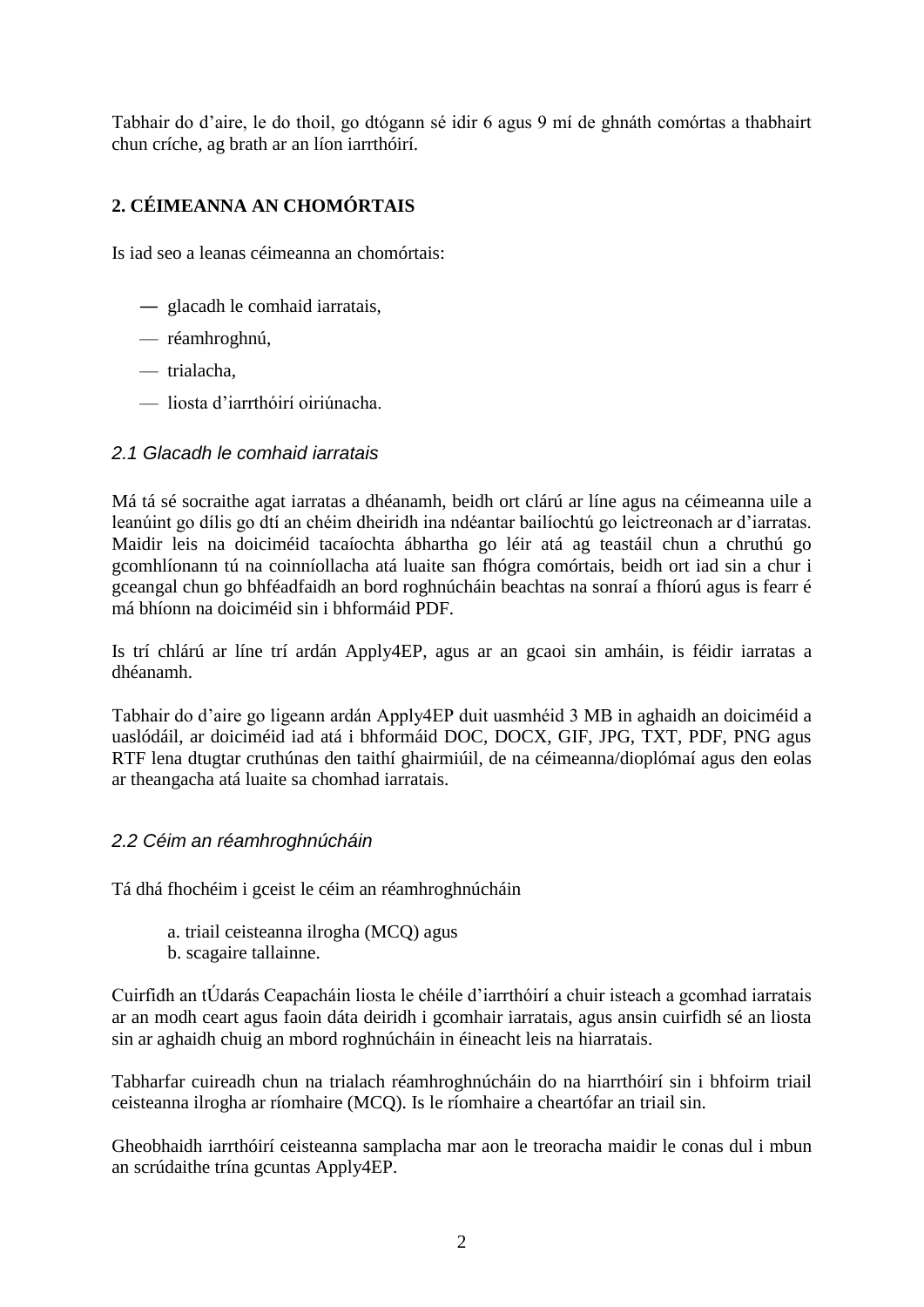Tabhair do d'aire, le do thoil, go dtógann sé idir 6 agus 9 mí de ghnáth comórtas a thabhairt chun críche, ag brath ar an líon iarrthóirí.

## 2. CÉIMEANNA AN CHOMÓRTAIS

Is iad seo a leanas céimeanna an chomórtais:

- glacadh le comhaid iarratais,
- réamhroghnú,
- trialacha,
- liosta d'iarrthóirí oiriúnacha.

### *2.1 Glacadh le comhaid iarratais*

Má tá sé socraithe agat iarratas a dhéanamh, beidh ort clárú ar líne agus na céimeanna uile a leanúint go dílis go dtí an chéim dheiridh ina ndéantar bailíochtú go leictreonach ar d'iarratas. Maidir leis na doiciméid tacaíochta ábhartha go léir atá ag teastáil chun a chruthú go gcomhlíonann tú na coinníollacha atá luaite san fhógra comórtais, beidh ort iad sin a chur i gceangal chun go bhféadfaidh an bord roghnúcháin beachtas na sonraí a fhíorú agus is fearr é má bhíonn na doiciméid sin i bhformáid PDF.

Is trí chlárú ar líne trí ardán Apply4EP, agus ar an gcaoi sin amháin, is féidir iarratas a dhéanamh.

Tabhair do d'aire go ligeann ardán Apply4EP duit uasmhéid 3 MB in aghaidh an doiciméid a uaslódáil, ar doiciméid iad atá i bhformáid DOC, DOCX, GIF, JPG, TXT, PDF, PNG agus RTF lena dtugtar cruthúnas den taithí ghairmiúil, de na céimeanna/dioplómaí agus den eolas ar theangacha atá luaite sa chomhad iarratais.

### *2.2 Céim an réamhroghnúcháin*

Tá dhá fhochéim i gceist le céim an réamhroghnúcháin

a. triail ceisteanna ilrogha (MCQ) agus
b. scagaire tallainne.

Cuirfidh an tÚdarás Ceapacháin liosta le chéile d'iarrthóirí a chuir isteach a gcomhad iarratais ar an modh ceart agus faoin dáta deiridh i gcomhair iarratais, agus ansin cuirfidh sé an liosta sin ar aghaidh chuig an mbord roghnúcháin in éineacht leis na hiarratais.

Tabharfar cuireadh chun na trialach réamhroghnúcháin do na hiarrthóirí sin i bhfoirm triail ceisteanna ilrogha ar ríomhaire (MCQ). Is le ríomhaire a cheartófar an triail sin.

Gheobhaidh iarrthóirí ceisteanna samplacha mar aon le treoracha maidir le conas dul i mbun an scrúdaithe trína gcuntas Apply4EP.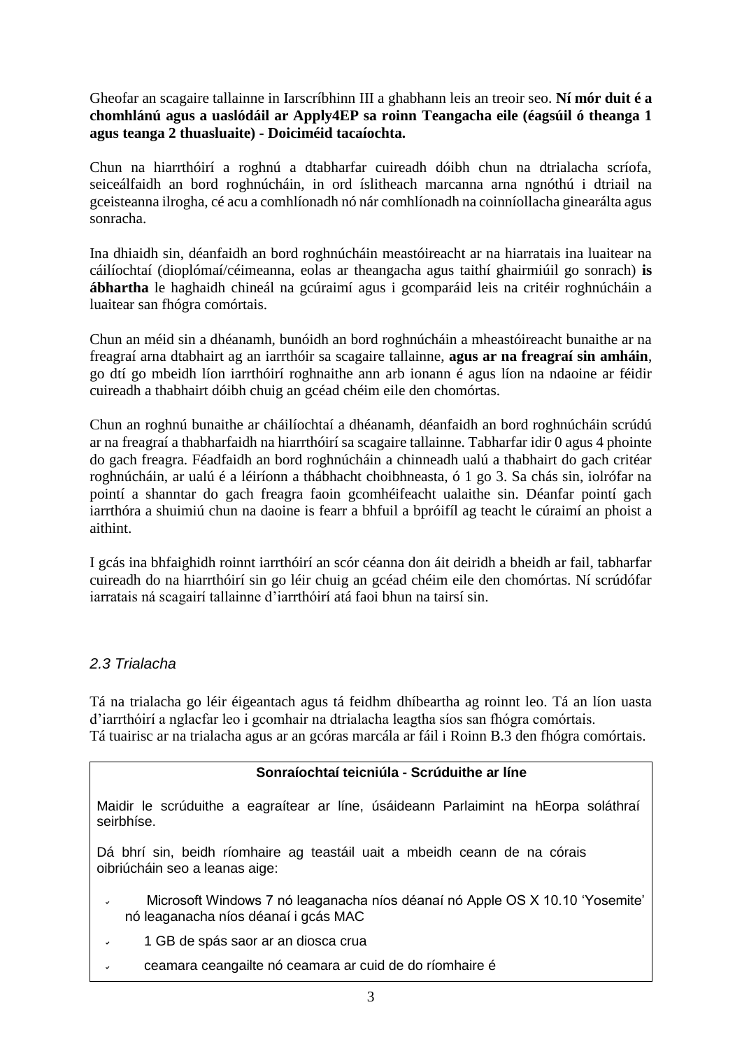Gheofar an scagaire tallainne in Iarscríbhinn III a ghabhann leis an treoir seo. **Ní mór duit é a chomhlánú agus a uaslódáil ar Apply4EP sa roinn Teangacha eile (éagsúil ó theanga 1 agus teanga 2 thuasluaite) - Doiciméid tacaíochta.**

Chun na hiarrthóirí a roghnú a dtabharfar cuireadh dóibh chun na dtrialacha scríofa, seiceálfaidh an bord roghnúcháin, in ord íslitheach marcanna arna ngnóthú i dtriail na gceisteanna ilrogha, cé acu a comhlíonadh nó nár comhlíonadh na coinníollacha ginearálta agus sonracha.

Ina dhiaidh sin, déanfaidh an bord roghnúcháin meastóireacht ar na hiarratais ina luaitear na cáilíochtaí (dioplómaí/céimeanna, eolas ar theangacha agus taithí ghairmiúil go sonrach) **is ábhartha** le haghaidh chineál na gcúraimí agus i gcomparáid leis na critéir roghnúcháin a luaitear san fhógra comórtais.

Chun an méid sin a dhéanamh, bunóidh an bord roghnúcháin a mheastóireacht bunaithe ar na freagraí arna dtabhairt ag an iarrthóir sa scagaire tallainne, **agus ar na freagraí sin amháin**, go dtí go mbeidh líon iarrthóirí roghnaithe ann arb ionann é agus líon na ndaoine ar féidir cuireadh a thabhairt dóibh chuig an gcéad chéim eile den chomórtas.

Chun an roghnú bunaithe ar cháilíochtaí a dhéanamh, déanfaidh an bord roghnúcháin scrúdú ar na freagraí a thabharfaidh na hiarrthóirí sa scagaire tallainne. Tabharfar idir 0 agus 4 phointe do gach freagra. Féadfaidh an bord roghnúcháin a chinneadh ualú a thabhairt do gach critéar roghnúcháin, ar ualú é a léiríonn a thábhacht choibhneasta, ó 1 go 3. Sa chás sin, iolrófar na pointí a shanntar do gach freagra faoin gcomhéifeacht ualaithe sin. Déanfar pointí gach iarrthóra a shuimiú chun na daoine is fearr a bhfuil a bpróifíl ag teacht le cúraimí an phoist a aithint.

I gcás ina bhfaighidh roinnt iarrthóirí an scór céanna don áit deiridh a bheidh ar fail, tabharfar cuireadh do na hiarrthóirí sin go léir chuig an gcéad chéim eile den chomórtas. Ní scrúdófar iarratais ná scagairí tallainne d'iarrthóirí atá faoi bhun na tairsí sin.

### *2.3 Trialacha*

Tá na trialacha go léir éigeantach agus tá feidhm dhíbeartha ag roinnt leo. Tá an líon uasta d'iarrthóirí a nglacfar leo i gcomhair na dtrialacha leagtha síos san fhógra comórtais.
Tá tuairisc ar na trialacha agus ar an gcóras marcála ar fáil i Roinn B.3 den fhógra comórtais.

**Sonraíochtaí teicniúla - Scrúduithe ar líne**

Maidir le scrúduithe a eagraítear ar líne, úsáideann Parlaimint na hEorpa soláthraí seirbhíse.

Dá bhrí sin, beidh ríomhaire ag teastáil uait a mbeidh ceann de na córais oibriúcháin seo a leanas aige:

- Microsoft Windows 7 nó leaganacha níos déanaí nó Apple OS X 10.10 'Yosemite' nó leaganacha níos déanaí i gcás MAC
- 1 GB de spás saor ar an diosca crua
- ceamara ceangailte nó ceamara ar cuid de do ríomhaire é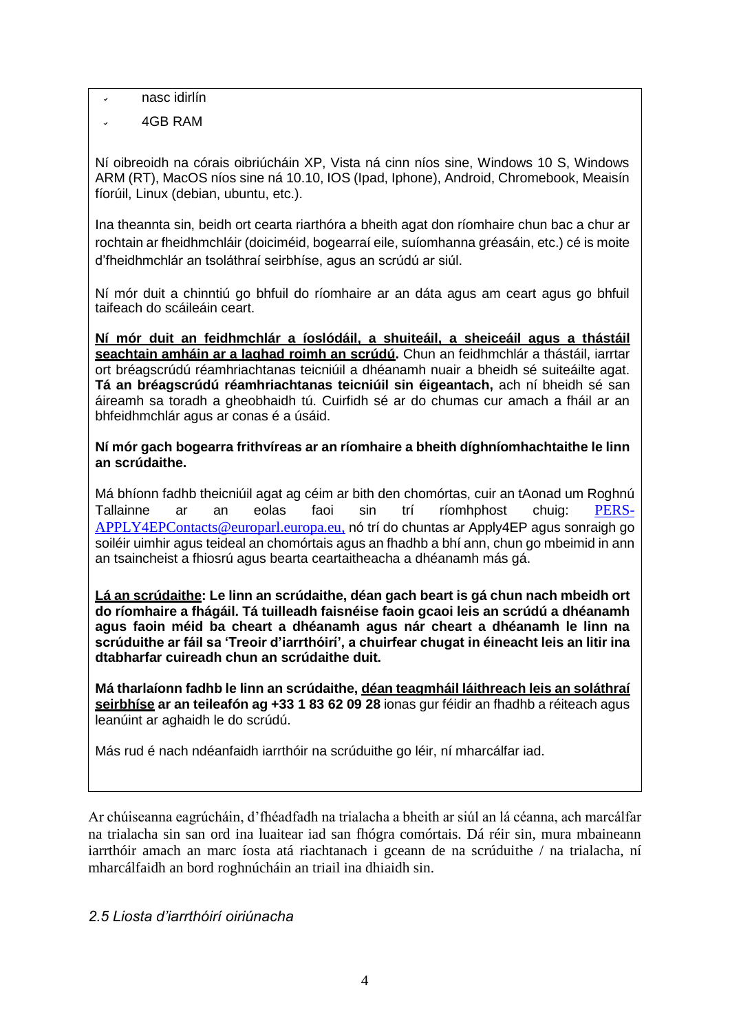- nasc idirlín
- 4GB RAM

Ní oibreoidh na córais oibriúcháin XP, Vista ná cinn níos sine, Windows 10 S, Windows ARM (RT), MacOS níos sine ná 10.10, IOS (Ipad, Iphone), Android, Chromebook, Meaisín fíorúil, Linux (debian, ubuntu, etc.).

Ina theannta sin, beidh ort cearta riarthóra a bheith agat don ríomhaire chun bac a chur ar rochtain ar fheidhmchláir (doiciméid, bogearraí eile, suíomhanna gréasáin, etc.) cé is moite d'fheidhmchlár an tsoláthraí seirbhíse, agus an scrúdú ar siúl.

Ní mór duit a chinntiú go bhfuil do ríomhaire ar an dáta agus am ceart agus go bhfuil taifeach do scáileáin ceart.

**Ní mór duit an feidhmchlár a íoslódáil, a shuiteáil, a sheiceáil agus a thástáil seachtain amháin ar a laghad roimh an scrúdú.** Chun an feidhmchlár a thástáil, iarrtar ort bréagscrúdú réamhriachtanas teicniúil a dhéanamh nuair a bheidh sé suiteáilte agat. **Tá an bréagscrúdú réamhriachtanas teicniúil sin éigeantach,** ach ní bheidh sé san áireamh sa toradh a gheobhaidh tú. Cuirfidh sé ar do chumas cur amach a fháil ar an bhfeidhmchlár agus ar conas é a úsáid.

**Ní mór gach bogearra frithvíreas ar an ríomhaire a bheith díghníomhachtaithe le linn an scrúdaithe.**

Má bhíonn fadhb theicniúil agat ag céim ar bith den chomórtas, cuir an tAonad um Roghnú Tallainne ar an eolas faoi sin trí ríomhphost chuig: PERS-APPLY4EPContacts@europarl.europa.eu, nó trí do chuntas ar Apply4EP agus sonraigh go soiléir uimhir agus teideal an chomórtais agus an fhadhb a bhí ann, chun go mbeimid in ann an tsaincheist a fhiosrú agus bearta ceartaitheacha a dhéanamh más gá.

**Lá an scrúdaithe: Le linn an scrúdaithe, déan gach beart is gá chun nach mbeidh ort do ríomhaire a fhágáil. Tá tuilleadh faisnéise faoin gcaoi leis an scrúdú a dhéanamh agus faoin méid ba cheart a dhéanamh agus nár cheart a dhéanamh le linn na scrúduithe ar fáil sa 'Treoir d'iarrthóirí', a chuirfear chugat in éineacht leis an litir ina dtabharfar cuireadh chun an scrúdaithe duit.**

**Má tharlaíonn fadhb le linn an scrúdaithe, déan teagmháil láithreach leis an soláthraí seirbhíse ar an teileafón ag +33 1 83 62 09 28** ionas gur féidir an fhadhb a réiteach agus leanúint ar aghaidh le do scrúdú.

Más rud é nach ndéanfaidh iarrthóir na scrúduithe go léir, ní mharcálfar iad.

Ar chúiseanna eagrúcháin, d'fhéadfadh na trialacha a bheith ar siúl an lá céanna, ach marcálfar na trialacha sin san ord ina luaitear iad san fhógra comórtais. Dá réir sin, mura mbaineann iarrthóir amach an marc íosta atá riachtanach i gceann de na scrúduithe / na trialacha, ní mharcálfaidh an bord roghnúcháin an triail ina dhiaidh sin.

### *2.5 Liosta d'iarrthóirí oiriúnacha*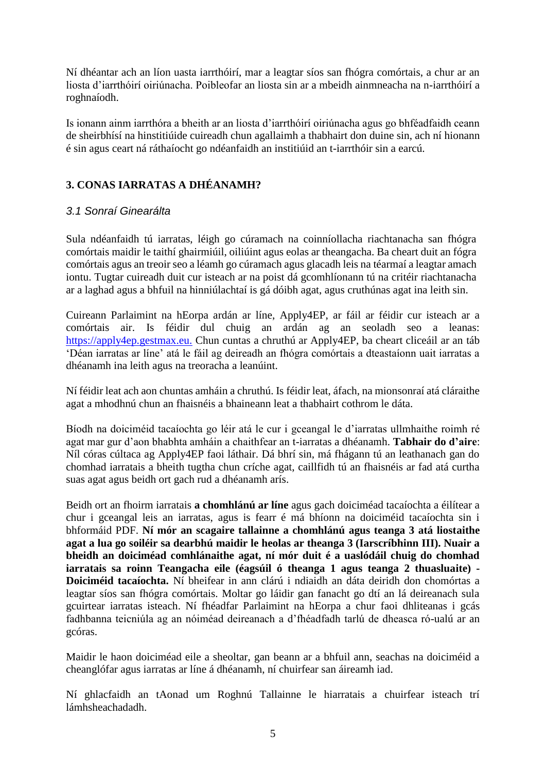Ní dhéantar ach an líon uasta iarrthóirí, mar a leagtar síos san fhógra comórtais, a chur ar an liosta d'iarrthóirí oiriúnacha. Poibleofar an liosta sin ar a mbeidh ainmneacha na n-iarrthóirí a roghnaíodh.

Is ionann ainm iarrthóra a bheith ar an liosta d'iarrthóirí oiriúnacha agus go bhféadfaidh ceann de sheirbhísí na hinstitiúide cuireadh chun agallaimh a thabhairt don duine sin, ach ní hionann é sin agus ceart ná ráthaíocht go ndéanfaidh an institiúid an t-iarrthóir sin a earcú.

## 3. CONAS IARRATAS A DHÉANAMH?

### *3.1 Sonraí Ginearálta*

Sula ndéanfaidh tú iarratas, léigh go cúramach na coinníollacha riachtanacha san fhógra comórtais maidir le taithí ghairmiúil, oiliúint agus eolas ar theangacha. Ba cheart duit an fógra comórtais agus an treoir seo a léamh go cúramach agus glacadh leis na téarmaí a leagtar amach iontu. Tugtar cuireadh duit cur isteach ar na poist dá gcomhlíonann tú na critéir riachtanacha ar a laghad agus a bhfuil na hinniúlachtaí is gá dóibh agat, agus cruthúnas agat ina leith sin.

Cuireann Parlaimint na hEorpa ardán ar líne, Apply4EP, ar fáil ar féidir cur isteach ar a comórtais air. Is féidir dul chuig an ardán ag an seoladh seo a leanas: https://apply4ep.gestmax.eu. Chun cuntas a chruthú ar Apply4EP, ba cheart cliceáil ar an táb 'Déan iarratas ar líne' atá le fáil ag deireadh an fhógra comórtais a dteastaíonn uait iarratas a dhéanamh ina leith agus na treoracha a leanúint.

Ní féidir leat ach aon chuntas amháin a chruthú. Is féidir leat, áfach, na mionsonraí atá cláraithe agat a mhodhnú chun an fhaisnéis a bhaineann leat a thabhairt cothrom le dáta.

Bíodh na doiciméid tacaíochta go léir atá le cur i gceangal le d'iarratas ullmhaithe roimh ré agat mar gur d'aon bhabhta amháin a chaithfear an t-iarratas a dhéanamh. **Tabhair do d'aire**: Níl córas cúltaca ag Apply4EP faoi láthair. Dá bhrí sin, má fhágann tú an leathanach gan do chomhad iarratais a bheith tugtha chun críche agat, caillfidh tú an fhaisnéis ar fad atá curtha suas agat agus beidh ort gach rud a dhéanamh arís.

Beidh ort an fhoirm iarratais **a chomhlánú ar líne** agus gach doiciméad tacaíochta a éilítear a chur i gceangal leis an iarratas, agus is fearr é má bhíonn na doiciméid tacaíochta sin i bhformáid PDF. **Ní mór an scagaire tallainne a chomhlánú agus teanga 3 atá liostaithe agat a lua go soiléir sa dearbhú maidir le heolas ar theanga 3 (Iarscríbhinn III). Nuair a bheidh an doiciméad comhlánaithe agat, ní mór duit é a uaslódáil chuig do chomhad iarratais sa roinn Teangacha eile (éagsúil ó theanga 1 agus teanga 2 thuasluaite) - Doiciméid tacaíochta.** Ní bheifear in ann clárú i ndiaidh an dáta deiridh don chomórtas a leagtar síos san fhógra comórtais. Moltar go láidir gan fanacht go dtí an lá deireanach sula gcuirtear iarratas isteach. Ní fhéadfar Parlaimint na hEorpa a chur faoi dhliteanas i gcás fadhbanna teicniúla ag an nóiméad deireanach a d'fhéadfadh tarlú de dheasca ró-ualú ar an gcóras.

Maidir le haon doiciméad eile a sheoltar, gan beann ar a bhfuil ann, seachas na doiciméid a cheanglófar agus iarratas ar líne á dhéanamh, ní chuirfear san áireamh iad.

Ní ghlacfaidh an tAonad um Roghnú Tallainne le hiarratais a chuirfear isteach trí lámhsheachadadh.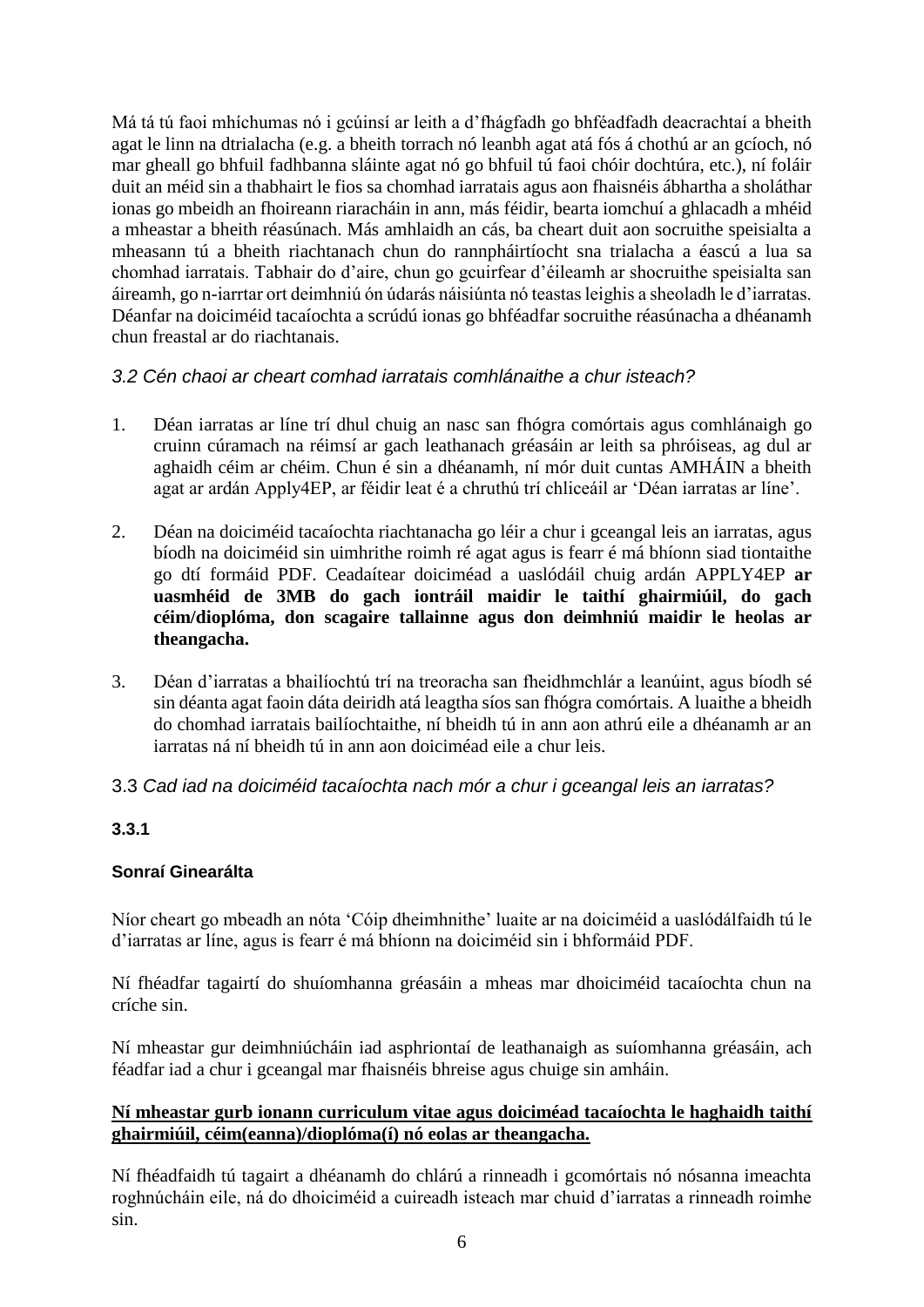Má tá tú faoi mhíchumas nó i gcúinsí ar leith a d'fhágfadh go bhféadfadh deacrachtaí a bheith agat le linn na dtrialacha (e.g. a bheith torrach nó leanbh agat atá fós á chothú ar an gcíoch, nó mar gheall go bhfuil fadhbanna sláinte agat nó go bhfuil tú faoi chóir dochtúra, etc.), ní foláir duit an méid sin a thabhairt le fios sa chomhad iarratais agus aon fhaisnéis ábhartha a sholáthar ionas go mbeidh an fhoireann riaracháin in ann, más féidir, bearta iomchuí a ghlacadh a mhéid a mheastar a bheith réasúnach. Más amhlaidh an cás, ba cheart duit aon socruithe speisialta a mheasann tú a bheith riachtanach chun do rannpháirtíocht sna trialacha a éascú a lua sa chomhad iarratais. Tabhair do d'aire, chun go gcuirfear d'éileamh ar shocruithe speisialta san áireamh, go n-iarrtar ort deimhniú ón údarás náisiúnta nó teastas leighis a sheoladh le d'iarratas. Déanfar na doiciméid tacaíochta a scrúdú ionas go bhféadfar socruithe réasúnacha a dhéanamh chun freastal ar do riachtanais.

### *3.2 Cén chaoi ar cheart comhad iarratais comhlánaithe a chur isteach?*

1. Déan iarratas ar líne trí dhul chuig an nasc san fhógra comórtais agus comhlánaigh go cruinn cúramach na réimsí ar gach leathanach gréasáin ar leith sa phróiseas, ag dul ar aghaidh céim ar chéim. Chun é sin a dhéanamh, ní mór duit cuntas AMHÁIN a bheith agat ar ardán Apply4EP, ar féidir leat é a chruthú trí chliceáil ar 'Déan iarratas ar líne'.

2. Déan na doiciméid tacaíochta riachtanacha go léir a chur i gceangal leis an iarratas, agus bíodh na doiciméid sin uimhrithe roimh ré agat agus is fearr é má bhíonn siad tiontaithe go dtí formáid PDF. Ceadaítear doiciméad a uaslódáil chuig ardán APPLY4EP **ar uasmhéid de 3MB do gach iontráil maidir le taithí ghairmiúil, do gach céim/dioplóma, don scagaire tallainne agus don deimhniú maidir le heolas ar theangacha.**

3. Déan d'iarratas a bhailíochtú trí na treoracha san fheidhmchlár a leanúint, agus bíodh sé sin déanta agat faoin dáta deiridh atá leagtha síos san fhógra comórtais. A luaithe a bheidh do chomhad iarratais bailíochtaithe, ní bheidh tú in ann aon athrú eile a dhéanamh ar an iarratas ná ní bheidh tú in ann aon doiciméad eile a chur leis.

### 3.3 *Cad iad na doiciméid tacaíochta nach mór a chur i gceangal leis an iarratas?*

#### 3.3.1

#### Sonraí Ginearálta

Níor cheart go mbeadh an nóta 'Cóip dheimhnithe' luaite ar na doiciméid a uaslódálfaidh tú le d'iarratas ar líne, agus is fearr é má bhíonn na doiciméid sin i bhformáid PDF.

Ní fhéadfar tagairtí do shuíomhanna gréasáin a mheas mar dhoiciméid tacaíochta chun na críche sin.

Ní mheastar gur deimhniúcháin iad asphriontaí de leathanaigh as suíomhanna gréasáin, ach féadfar iad a chur i gceangal mar fhaisnéis bhreise agus chuige sin amháin.

**<u>Ní mheastar gurb ionann curriculum vitae agus doiciméad tacaíochta le haghaidh taithí ghairmiúil, céim(eanna)/dioplóma(í) nó eolas ar theangacha.</u>**

Ní fhéadfaidh tú tagairt a dhéanamh do chlárú a rinneadh i gcomórtais nó nósanna imeachta roghnúcháin eile, ná do dhoiciméid a cuireadh isteach mar chuid d'iarratas a rinneadh roimhe sin.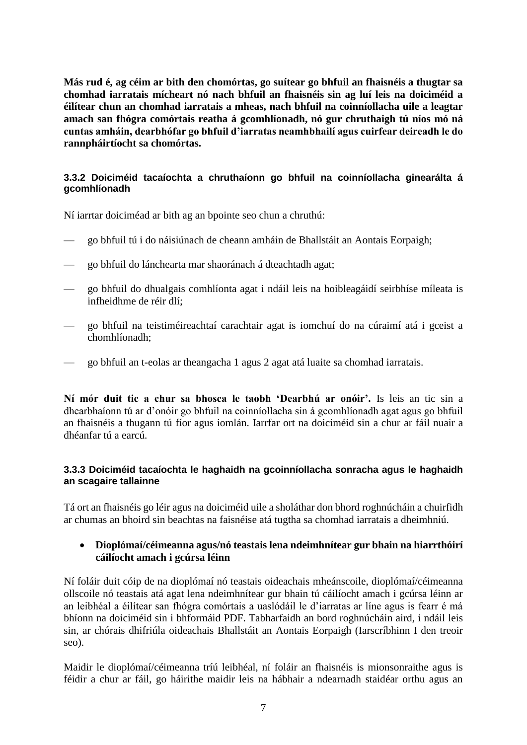**Más rud é, ag céim ar bith den chomórtas, go suítear go bhfuil an fhaisnéis a thugtar sa chomhad iarratais mícheart nó nach bhfuil an fhaisnéis sin ag luí leis na doiciméid a éilítear chun an chomhad iarratais a mheas, nach bhfuil na coinníollacha uile a leagtar amach san fhógra comórtais reatha á gcomhlíonadh, nó gur chruthaigh tú níos mó ná cuntas amháin, dearbhófar go bhfuil d'iarratas neamhbhailí agus cuirfear deireadh le do rannpháirtíocht sa chomórtas.**

### 3.3.2 Doiciméid tacaíochta a chruthaíonn go bhfuil na coinníollacha ginearálta á gcomhlíonadh

Ní iarrtar doiciméad ar bith ag an bpointe seo chun a chruthú:

- go bhfuil tú i do náisiúnach de cheann amháin de Bhallstáit an Aontais Eorpaigh;
- go bhfuil do lánchearta mar shaoránach á dteachtadh agat;
- go bhfuil do dhualgais comhlíonta agat i ndáil leis na hoibleagáidí seirbhíse míleata is infheidhme de réir dlí;
- go bhfuil na teistiméireachtaí carachtair agat is iomchuí do na cúraimí atá i gceist a chomhlíonadh;
- go bhfuil an t-eolas ar theangacha 1 agus 2 agat atá luaite sa chomhad iarratais.

**Ní mór duit tic a chur sa bhosca le taobh 'Dearbhú ar onóir'.** Is leis an tic sin a dhearbhaíonn tú ar d'onóir go bhfuil na coinníollacha sin á gcomhlíonadh agat agus go bhfuil an fhaisnéis a thugann tú fíor agus iomlán. Iarrfar ort na doiciméid sin a chur ar fáil nuair a dhéanfar tú a earcú.

### 3.3.3 Doiciméid tacaíochta le haghaidh na gcoinníollacha sonracha agus le haghaidh an scagaire tallainne

Tá ort an fhaisnéis go léir agus na doiciméid uile a sholáthar don bhord roghnúcháin a chuirfidh ar chumas an bhoird sin beachtas na faisnéise atá tugtha sa chomhad iarratais a dheimhniú.

- **Dioplómaí/céimeanna agus/nó teastais lena ndeimhnítear gur bhain na hiarrthóirí cáilíocht amach i gcúrsa léinn**

Ní foláir duit cóip de na dioplómaí nó teastais oideachais mheánscoile, dioplómaí/céimeanna ollscoile nó teastais atá agat lena ndeimhnítear gur bhain tú cáilíocht amach i gcúrsa léinn ar an leibhéal a éilítear san fhógra comórtais a uaslódáil le d'iarratas ar líne agus is fearr é má bhíonn na doiciméid sin i bhformáid PDF. Tabharfaidh an bord roghnúcháin aird, i ndáil leis sin, ar chórais dhifriúla oideachais Bhallstáit an Aontais Eorpaigh (Iarscríbhinn I den treoir seo).

Maidir le dioplómaí/céimeanna tríú leibhéal, ní foláir an fhaisnéis is mionsonraithe agus is féidir a chur ar fáil, go háirithe maidir leis na hábhair a ndearnadh staidéar orthu agus an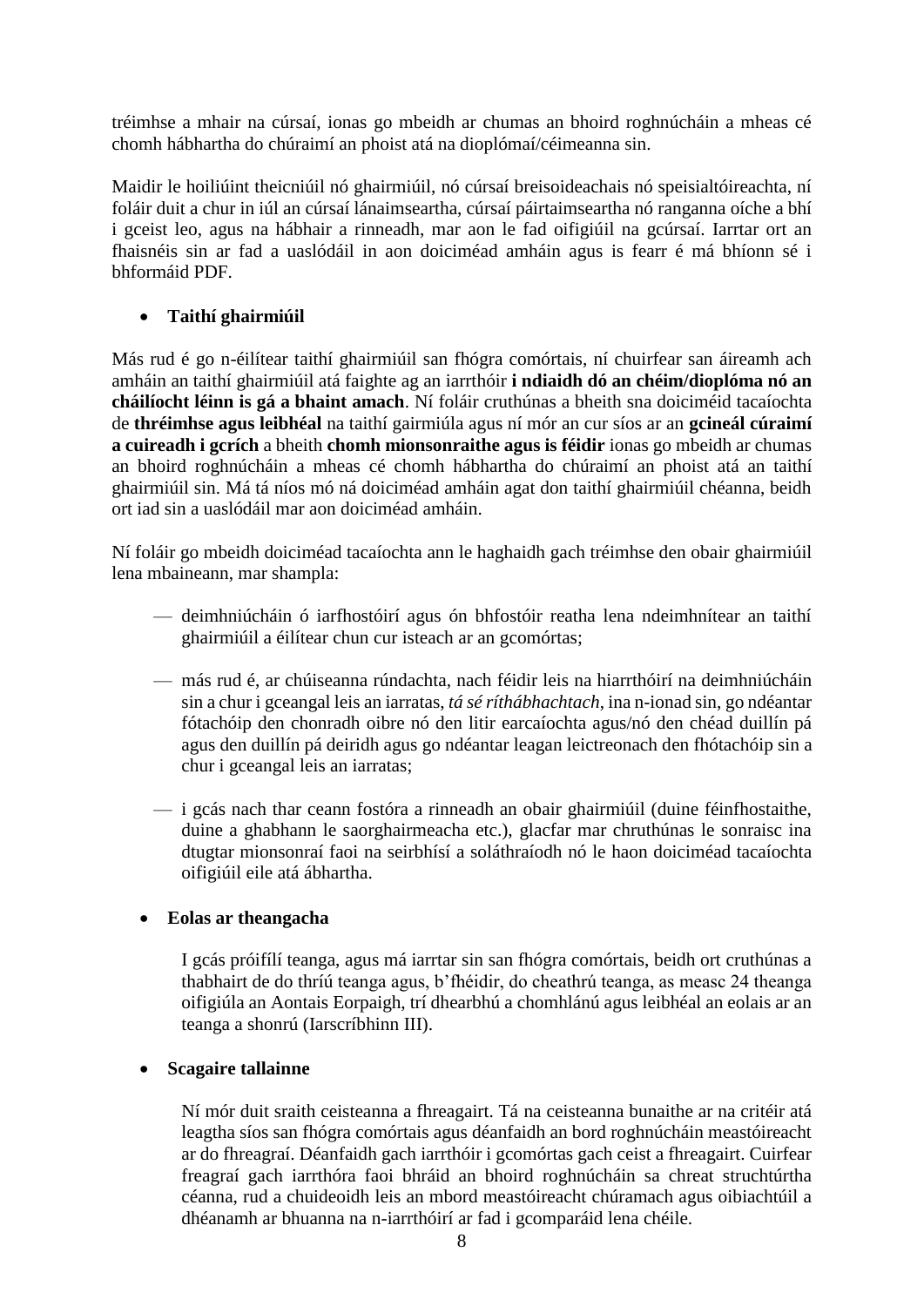tréimhse a mhair na cúrsaí, ionas go mbeidh ar chumas an bhoird roghnúcháin a mheas cé chomh hábhartha do chúraimí an phoist atá na dioplómaí/céimeanna sin.

Maidir le hoiliúint theicniúil nó ghairmiúil, nó cúrsaí breisoideachais nó speisialtóireachta, ní foláir duit a chur in iúl an cúrsaí lánaimseartha, cúrsaí páirtaimseartha nó ranganna oíche a bhí i gceist leo, agus na hábhair a rinneadh, mar aon le fad oifigiúil na gcúrsaí. Iarrtar ort an fhaisnéis sin ar fad a uaslódáil in aon doiciméad amháin agus is fearr é má bhíonn sé i bhformáid PDF.

- **Taithí ghairmiúil**

Más rud é go n-éilítear taithí ghairmiúil san fhógra comórtais, ní chuirfear san áireamh ach amháin an taithí ghairmiúil atá faighte ag an iarrthóir **i ndiaidh dó an chéim/dioplóma nó an cháilíocht léinn is gá a bhaint amach**. Ní foláir cruthúnas a bheith sna doiciméid tacaíochta de **thréimhse agus leibhéal** na taithí gairmiúla agus ní mór an cur síos ar an **gcineál cúraimí a cuireadh i gcrích** a bheith **chomh mionsonraithe agus is féidir** ionas go mbeidh ar chumas an bhoird roghnúcháin a mheas cé chomh hábhartha do chúraimí an phoist atá an taithí ghairmiúil sin. Má tá níos mó ná doiciméad amháin agat don taithí ghairmiúil chéanna, beidh ort iad sin a uaslódáil mar aon doiciméad amháin.

Ní foláir go mbeidh doiciméad tacaíochta ann le haghaidh gach tréimhse den obair ghairmiúil lena mbaineann, mar shampla:

- deimhniúcháin ó iarfhostóirí agus ón bhfostóir reatha lena ndeimhnítear an taithí ghairmiúil a éilítear chun cur isteach ar an gcomórtas;
- más rud é, ar chúiseanna rúndachta, nach féidir leis na hiarrthóirí na deimhniúcháin sin a chur i gceangal leis an iarratas, *tá sé ríthábhachtach*, ina n-ionad sin, go ndéantar fótachóip den chonradh oibre nó den litir earcaíochta agus/nó den chéad duillín pá agus den duillín pá deiridh agus go ndéantar leagan leictreonach den fhótachóip sin a chur i gceangal leis an iarratas;
- i gcás nach thar ceann fostóra a rinneadh an obair ghairmiúil (duine féinfhostaithe, duine a ghabhann le saorghairmeacha etc.), glacfar mar chruthúnas le sonraisc ina dtugtar mionsonraí faoi na seirbhísí a soláthraíodh nó le haon doiciméad tacaíochta oifigiúil eile atá ábhartha.

- **Eolas ar theangacha**

I gcás próifílí teanga, agus má iarrtar sin san fhógra comórtais, beidh ort cruthúnas a thabhairt de do thríú teanga agus, b'fhéidir, do cheathrú teanga, as measc 24 theanga oifigiúla an Aontais Eorpaigh, trí dhearbhú a chomhlánú agus leibhéal an eolais ar an teanga a shonrú (Iarscríbhinn III).

- **Scagaire tallainne**

Ní mór duit sraith ceisteanna a fhreagairt. Tá na ceisteanna bunaithe ar na critéir atá leagtha síos san fhógra comórtais agus déanfaidh an bord roghnúcháin meastóireacht ar do fhreagraí. Déanfaidh gach iarrthóir i gcomórtas gach ceist a fhreagairt. Cuirfear freagraí gach iarrthóra faoi bhráid an bhoird roghnúcháin sa chreat struchtúrtha céanna, rud a chuideoidh leis an mbord meastóireacht chúramach agus oibiachtúil a dhéanamh ar bhuanna na n-iarrthóirí ar fad i gcomparáid lena chéile.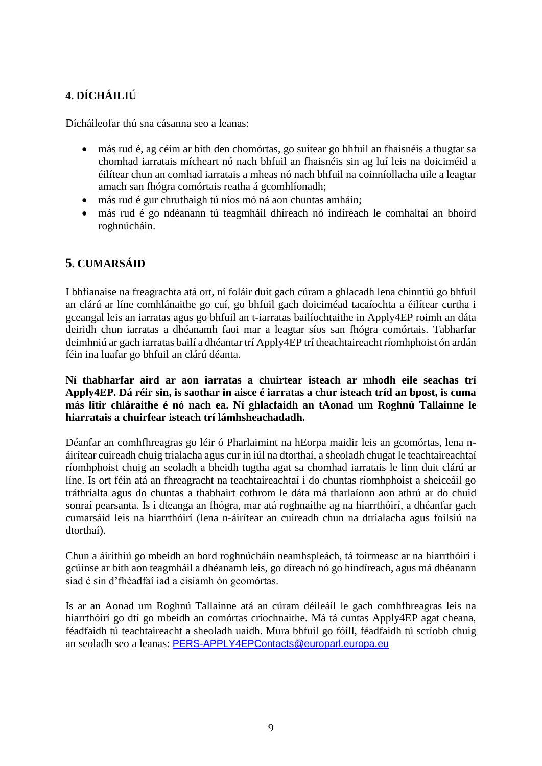## 4. DÍCHÁILIÚ

Dícháileofar thú sna cásanna seo a leanas:

- más rud é, ag céim ar bith den chomórtas, go suítear go bhfuil an fhaisnéis a thugtar sa chomhad iarratais mícheart nó nach bhfuil an fhaisnéis sin ag luí leis na doiciméid a éilítear chun an comhad iarratais a mheas nó nach bhfuil na coinníollacha uile a leagtar amach san fhógra comórtais reatha á gcomhlíonadh;
- más rud é gur chruthaigh tú níos mó ná aon chuntas amháin;
- más rud é go ndéanann tú teagmháil dhíreach nó indíreach le comhaltaí an bhoird roghnúcháin.

## 5. CUMARSÁID

I bhfianaise na freagrachta atá ort, ní foláir duit gach cúram a ghlacadh lena chinntiú go bhfuil an clárú ar líne comhlánaithe go cuí, go bhfuil gach doiciméad tacaíochta a éilítear curtha i gceangal leis an iarratas agus go bhfuil an t-iarratas bailíochtaithe in Apply4EP roimh an dáta deiridh chun iarratas a dhéanamh faoi mar a leagtar síos san fhógra comórtais. Tabharfar deimhniú ar gach iarratas bailí a dhéantar trí Apply4EP trí theachtaireacht ríomhphoist ón ardán féin ina luafar go bhfuil an clárú déanta.

**Ní thabharfar aird ar aon iarratas a chuirtear isteach ar mhodh eile seachas trí Apply4EP. Dá réir sin, is saothar in aisce é iarratas a chur isteach tríd an bpost, is cuma más litir chláraithe é nó nach ea. Ní ghlacfaidh an tAonad um Roghnú Tallainne le hiarratais a chuirfear isteach trí lámhsheachadadh.**

Déanfar an comhfhreagras go léir ó Pharlaimint na hEorpa maidir leis an gcomórtas, lena n-áirítear cuireadh chuig trialacha agus cur in iúl na dtorthaí, a sheoladh chugat le teachtaireachtaí ríomhphoist chuig an seoladh a bheidh tugtha agat sa chomhad iarratais le linn duit clárú ar líne. Is ort féin atá an fhreagracht na teachtaireachtaí i do chuntas ríomhphoist a sheiceáil go tráthrialta agus do chuntas a thabhairt cothrom le dáta má tharlaíonn aon athrú ar do chuid sonraí pearsanta. Is i dteanga an fhógra, mar atá roghnaithe ag na hiarrthóirí, a dhéanfar gach cumarsáid leis na hiarrthóirí (lena n-áirítear an cuireadh chun na dtrialacha agus foilsiú na dtorthaí).

Chun a áirithiú go mbeidh an bord roghnúcháin neamhspleách, tá toirmeasc ar na hiarrthóirí i gcúinse ar bith aon teagmháil a dhéanamh leis, go díreach nó go hindíreach, agus má dhéanann siad é sin d'fhéadfaí iad a eisiamh ón gcomórtas.

Is ar an Aonad um Roghnú Tallainne atá an cúram déileáil le gach comhfhreagras leis na hiarrthóirí go dtí go mbeidh an comórtas críochnaithe. Má tá cuntas Apply4EP agat cheana, féadfaidh tú teachtaireacht a sheoladh uaidh. Mura bhfuil go fóill, féadfaidh tú scríobh chuig an seoladh seo a leanas: PERS-APPLY4EPContacts@europarl.europa.eu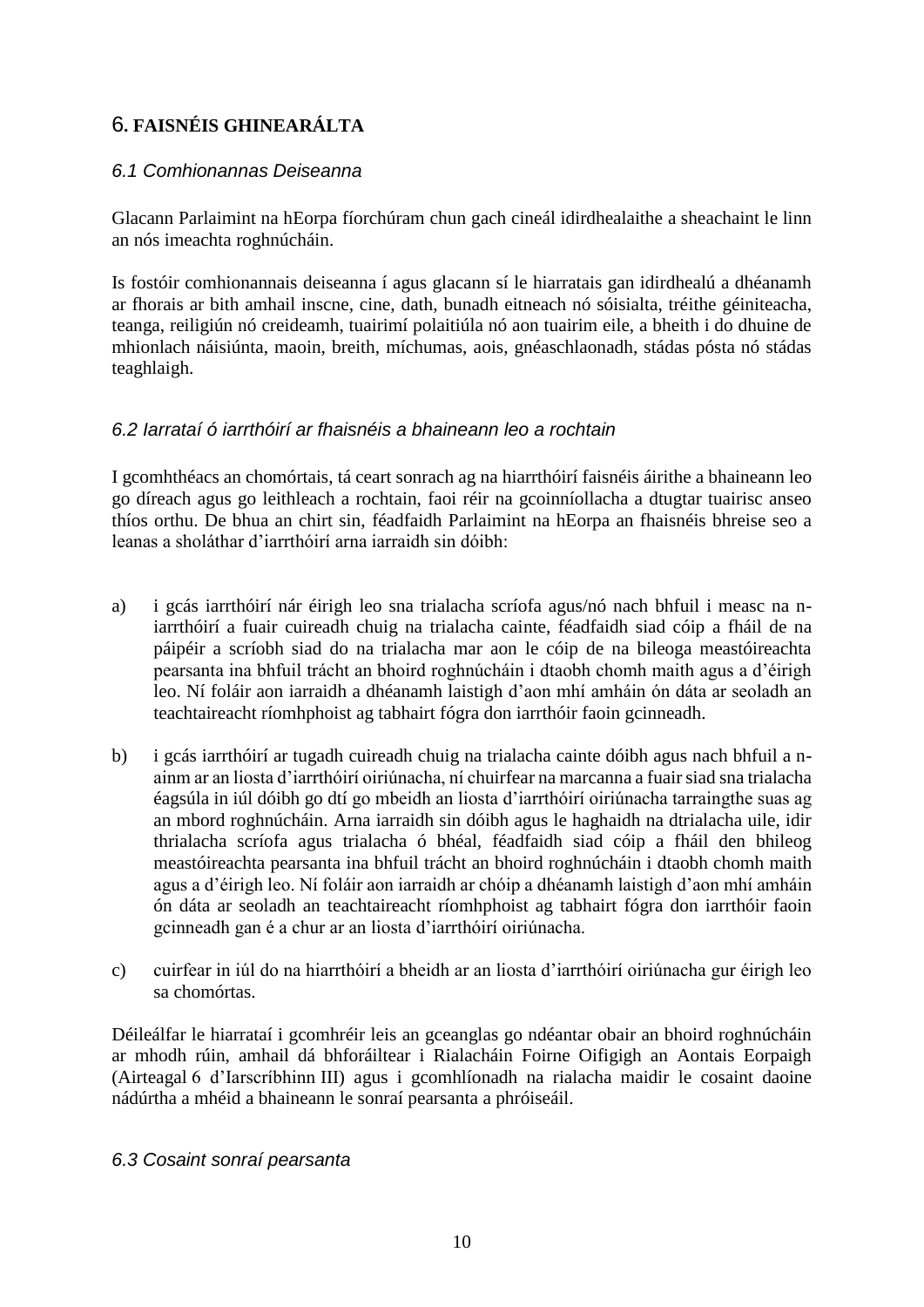## 6. FAISNÉIS GHINEARÁLTA

### *6.1 Comhionannas Deiseanna*

Glacann Parlaimint na hEorpa fíorchúram chun gach cineál idirdhealaithe a sheachaint le linn an nós imeachta roghnúcháin.

Is fostóir comhionannais deiseanna í agus glacann sí le hiarratais gan idirdhealú a dhéanamh ar fhorais ar bith amhail inscne, cine, dath, bunadh eitneach nó sóisialta, tréithe géiniteacha, teanga, reiligiún nó creideamh, tuairimí polaitiúla nó aon tuairim eile, a bheith i do dhuine de mhionlach náisiúnta, maoin, breith, míchumas, aois, gnéaschlaonadh, stádas pósta nó stádas teaghlaigh.

### *6.2 Iarrataí ó iarrthóirí ar fhaisnéis a bhaineann leo a rochtain*

I gcomhthéacs an chomórtais, tá ceart sonrach ag na hiarrthóirí faisnéis áirithe a bhaineann leo go díreach agus go leithleach a rochtain, faoi réir na gcoinníollacha a dtugtar tuairisc anseo thíos orthu. De bhua an chirt sin, féadfaidh Parlaimint na hEorpa an fhaisnéis bhreise seo a leanas a sholáthar d'iarrthóirí arna iarraidh sin dóibh:

a) i gcás iarrthóirí nár éirigh leo sna trialacha scríofa agus/nó nach bhfuil i measc na n-iarrthóirí a fuair cuireadh chuig na trialacha cainte, féadfaidh siad cóip a fháil de na páipéir a scríobh siad do na trialacha mar aon le cóip de na bileoga meastóireachta pearsanta ina bhfuil trácht an bhoird roghnúcháin i dtaobh chomh maith agus a d'éirigh leo. Ní foláir aon iarraidh a dhéanamh laistigh d'aon mhí amháin ón dáta ar seoladh an teachtaireacht ríomhphoist ag tabhairt fógra don iarrthóir faoin gcinneadh.

b) i gcás iarrthóirí ar tugadh cuireadh chuig na trialacha cainte dóibh agus nach bhfuil a n-ainm ar an liosta d'iarrthóirí oiriúnacha, ní chuirfear na marcanna a fuair siad sna trialacha éagsúla in iúl dóibh go dtí go mbeidh an liosta d'iarrthóirí oiriúnacha tarraingthe suas ag an mbord roghnúcháin. Arna iarraidh sin dóibh agus le haghaidh na dtrialacha uile, idir thrialacha scríofa agus trialacha ó bhéal, féadfaidh siad cóip a fháil den bhileog meastóireachta pearsanta ina bhfuil trácht an bhoird roghnúcháin i dtaobh chomh maith agus a d'éirigh leo. Ní foláir aon iarraidh ar chóip a dhéanamh laistigh d'aon mhí amháin ón dáta ar seoladh an teachtaireacht ríomhphoist ag tabhairt fógra don iarrthóir faoin gcinneadh gan é a chur ar an liosta d'iarrthóirí oiriúnacha.

c) cuirfear in iúl do na hiarrthóirí a bheidh ar an liosta d'iarrthóirí oiriúnacha gur éirigh leo sa chomórtas.

Déileálfar le hiarrataí i gcomhréir leis an gceanglas go ndéantar obair an bhoird roghnúcháin ar mhodh rúin, amhail dá bhforáiltear i Rialacháin Foirne Oifigigh an Aontais Eorpaigh (Airteagal 6 d'Iarscríbhinn III) agus i gcomhlíonadh na rialacha maidir le cosaint daoine nádúrtha a mhéid a bhaineann le sonraí pearsanta a phróiseáil.

### *6.3 Cosaint sonraí pearsanta*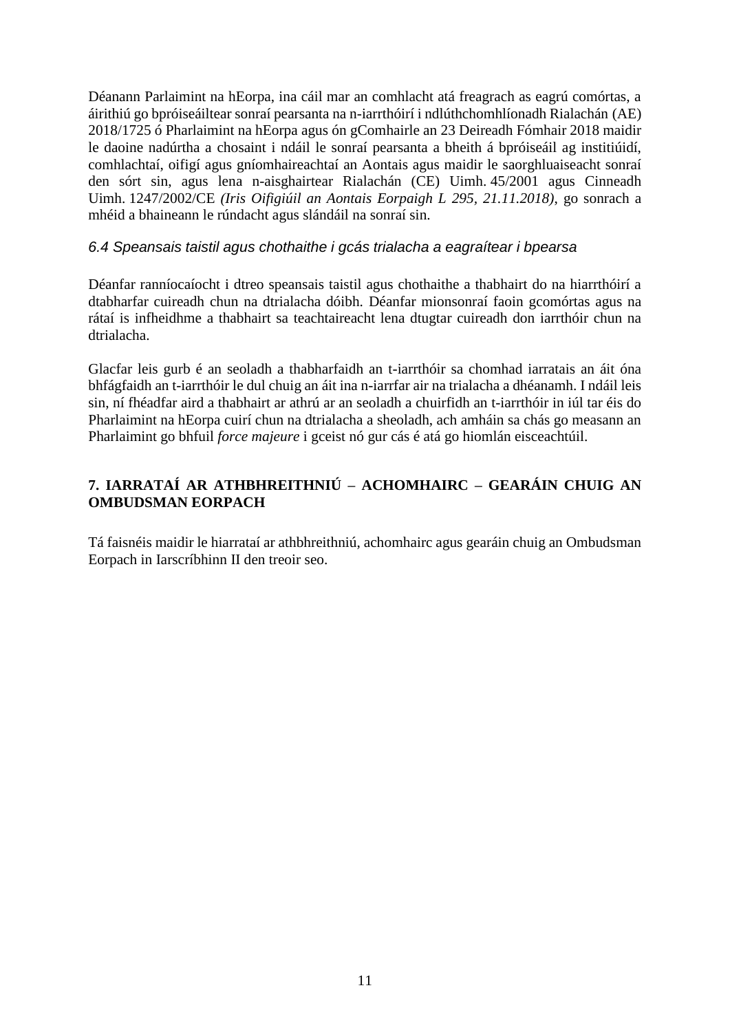Déanann Parlaimint na hEorpa, ina cáil mar an comhlacht atá freagrach as eagrú comórtas, a áirithiú go bpróiseáiltear sonraí pearsanta na n-iarrthóirí i ndlúthchomhlíonadh Rialachán (AE) 2018/1725 ó Pharlaimint na hEorpa agus ón gComhairle an 23 Deireadh Fómhair 2018 maidir le daoine nadúrtha a chosaint i ndáil le sonraí pearsanta a bheith á bpróiseáil ag institiúidí, comhlachtaí, oifigí agus gníomhaireachtaí an Aontais agus maidir le saorghluaiseacht sonraí den sórt sin, agus lena n-aisghairtear Rialachán (CE) Uimh. 45/2001 agus Cinneadh Uimh. 1247/2002/CE *(Iris Oifigiúil an Aontais Eorpaigh L 295, 21.11.2018)*, go sonrach a mhéid a bhaineann le rúndacht agus slándáil na sonraí sin.

### *6.4 Speansais taistil agus chothaithe i gcás trialacha a eagraítear i bpearsa*

Déanfar ranníocaíocht i dtreo speansais taistil agus chothaithe a thabhairt do na hiarrthóirí a dtabharfar cuireadh chun na dtrialacha dóibh. Déanfar mionsonraí faoin gcomórtas agus na rátaí is infheidhme a thabhairt sa teachtaireacht lena dtugtar cuireadh don iarrthóir chun na dtrialacha.

Glacfar leis gurb é an seoladh a thabharfaidh an t-iarrthóir sa chomhad iarratais an áit óna bhfágfaidh an t-iarrthóir le dul chuig an áit ina n-iarrfar air na trialacha a dhéanamh. I ndáil leis sin, ní fhéadfar aird a thabhairt ar athrú ar an seoladh a chuirfidh an t-iarrthóir in iúl tar éis do Pharlaimint na hEorpa cuirí chun na dtrialacha a sheoladh, ach amháin sa chás go measann an Pharlaimint go bhfuil *force majeure* i gceist nó gur cás é atá go hiomlán eisceachtúil.

## **7. IARRATAÍ AR ATHBHREITHNIÚ – ACHOMHAIRC – GEARÁIN CHUIG AN OMBUDSMAN EORPACH**

Tá faisnéis maidir le hiarrataí ar athbhreithniú, achomhairc agus gearáin chuig an Ombudsman Eorpach in Iarscríbhinn II den treoir seo.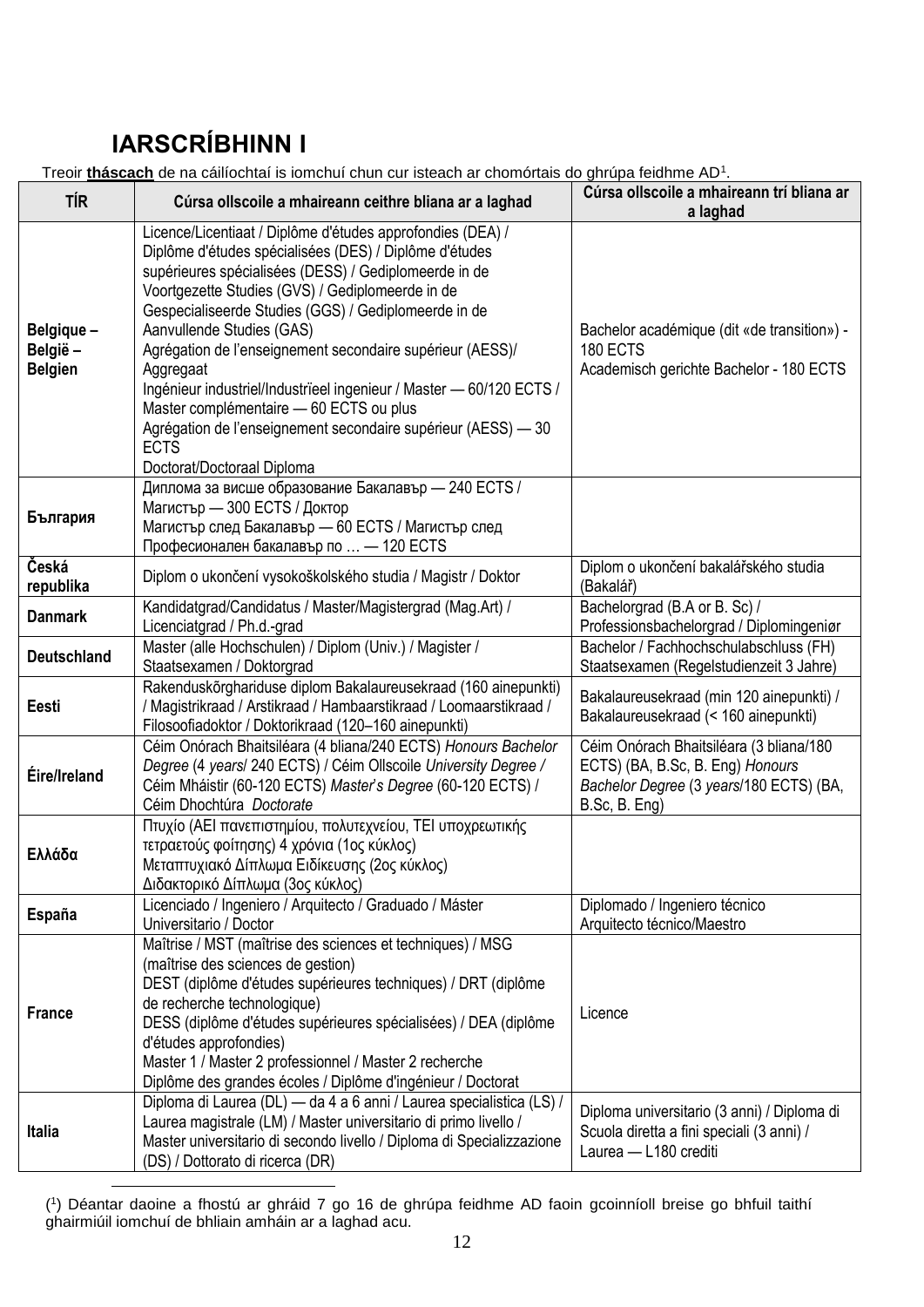# IARSCRÍBHINN I

Treoir **tháscach** de na cáilíochtaí is iomchuí chun cur isteach ar chomórtais do ghrúpa feidhme AD[1].

| TÍR | Cúrsa ollscoile a mhaireann ceithre bliana ar a laghad | Cúrsa ollscoile a mhaireann trí bliana ar a laghad |
|---|---|---|
| **Belgique – België – Belgien** | Licence/Licentiaat / Diplôme d'études approfondies (DEA) / Diplôme d'études spécialisées (DES) / Diplôme d'études supérieures spécialisées (DESS) / Gediplomeerde in de Voortgezette Studies (GVS) / Gediplomeerde in de Gespecialiseerde Studies (GGS) / Gediplomeerde in de Aanvullende Studies (GAS) <br> Agrégation de l'enseignement secondaire supérieur (AESS)/ Aggregaat <br> Ingénieur industriel/Industrïeel ingenieur / Master — 60/120 ECTS / Master complémentaire — 60 ECTS ou plus <br> Agrégation de l'enseignement secondaire supérieur (AESS) — 30 ECTS <br> Doctorat/Doctoraal Diploma | Bachelor académique (dit «de transition») - 180 ECTS <br> Academisch gerichte Bachelor - 180 ECTS |
| **България** | Диплома за висше образование Бакалавър — 240 ECTS / Магистър — 300 ECTS / Доктор <br> Магистър след Бакалавър — 60 ECTS / Магистър след Професионален бакалавър по … — 120 ECTS | |
| **Česká republika** | Diplom o ukončení vysokoškolského studia / Magistr / Doktor | Diplom o ukončení bakalářského studia (Bakalář) |
| **Danmark** | Kandidatgrad/Candidatus / Master/Magistergrad (Mag.Art) / Licenciatgrad / Ph.d.-grad | Bachelorgrad (B.A or B. Sc) / Professionsbachelorgrad / Diplomingeniør |
| **Deutschland** | Master (alle Hochschulen) / Diplom (Univ.) / Magister / Staatsexamen / Doktorgrad | Bachelor / Fachhochschulabschluss (FH) Staatsexamen (Regelstudienzeit 3 Jahre) |
| **Eesti** | Rakenduskõrghariduse diplom Bakalaureusekraad (160 ainepunkti) / Magistrikraad / Arstikraad / Hambaarstikraad / Loomaarstikraad / Filosoofiadoktor / Doktorikraad (120–160 ainepunkti) | Bakalaureusekraad (min 120 ainepunkti) / Bakalaureusekraad (< 160 ainepunkti) |
| **Éire/Ireland** | Céim Onórach Bhaitsiléara (4 bliana/240 ECTS) *Honours Bachelor Degree* (4 *years*/ 240 ECTS) / Céim Ollscoile *University Degree /* Céim Mháistir (60-120 ECTS) *Master's Degree* (60-120 ECTS) / Céim Dhochtúra *Doctorate* | Céim Onórach Bhaitsiléara (3 bliana/180 ECTS) (BA, B.Sc, B. Eng) *Honours Bachelor Degree* (3 *years*/180 ECTS) (BA, B.Sc, B. Eng) |
| **Ελλάδα** | Πτυχίο (ΑΕΙ πανεπιστημίου, πολυτεχνείου, ΤΕΙ υποχρεωτικής τετραετούς φοίτησης) 4 χρόνια (1ος κύκλος) <br> Μεταπτυχιακό Δίπλωμα Ειδίκευσης (2ος κύκλος) <br> Διδακτορικό Δίπλωμα (3ος κύκλος) | |
| **España** | Licenciado / Ingeniero / Arquitecto / Graduado / Máster Universitario / Doctor | Diplomado / Ingeniero técnico Arquitecto técnico/Maestro |
| **France** | Maîtrise / MST (maîtrise des sciences et techniques) / MSG (maîtrise des sciences de gestion) <br> DEST (diplôme d'études supérieures techniques) / DRT (diplôme de recherche technologique) <br> DESS (diplôme d'études supérieures spécialisées) / DEA (diplôme d'études approfondies) <br> Master 1 / Master 2 professionnel / Master 2 recherche <br> Diplôme des grandes écoles / Diplôme d'ingénieur / Doctorat | Licence |
| **Italia** | Diploma di Laurea (DL) — da 4 a 6 anni / Laurea specialistica (LS) / Laurea magistrale (LM) / Master universitario di primo livello / Master universitario di secondo livello / Diploma di Specializzazione (DS) / Dottorato di ricerca (DR) | Diploma universitario (3 anni) / Diploma di Scuola diretta a fini speciali (3 anni) / Laurea — L180 crediti |

[1] Déantar daoine a fhostú ar ghráid 7 go 16 de ghrúpa feidhme AD faoin gcoinníoll breise go bhfuil taithí ghairmiúil iomchuí de bhliain amháin ar a laghad acu.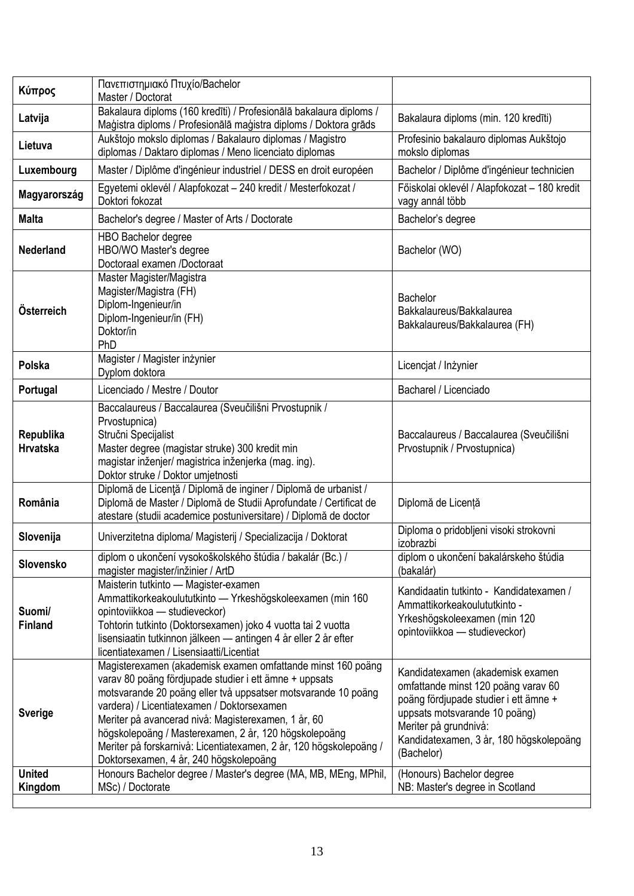| | | |
|---|---|---|
| **Κύπρος** | Πανεπιστημιακό Πτυχίο/Bachelor<br>Master / Doctorat | |
| **Latvija** | Bakalaura diploms (160 kredīti) / Profesionālā bakalaura diploms / Maģistra diploms / Profesionālā maģistra diploms / Doktora grāds | Bakalaura diploms (min. 120 kredīti) |
| **Lietuva** | Aukštojo mokslo diplomas / Bakalauro diplomas / Magistro diplomas / Daktaro diplomas / Meno licenciato diplomas | Profesinio bakalauro diplomas Aukštojo mokslo diplomas |
| **Luxembourg** | Master / Diplôme d'ingénieur industriel / DESS en droit européen | Bachelor / Diplôme d'ingénieur technicien |
| **Magyarország** | Egyetemi oklevél / Alapfokozat – 240 kredit / Mesterfokozat / Doktori fokozat | Főiskolai oklevél / Alapfokozat – 180 kredit vagy annál több |
| **Malta** | Bachelor's degree / Master of Arts / Doctorate | Bachelor's degree |
| **Nederland** | HBO Bachelor degree<br>HBO/WO Master's degree<br>Doctoraal examen /Doctoraat | Bachelor (WO) |
| **Österreich** | Master Magister/Magistra<br>Magister/Magistra (FH)<br>Diplom-Ingenieur/in<br>Diplom-Ingenieur/in (FH)<br>Doktor/in<br>PhD | Bachelor<br>Bakkalaureus/Bakkalaurea<br>Bakkalaureus/Bakkalaurea (FH) |
| **Polska** | Magister / Magister inżynier<br>Dyplom doktora | Licencjat / Inżynier |
| **Portugal** | Licenciado / Mestre / Doutor | Bacharel / Licenciado |
| **Republika Hrvatska** | Baccalaureus / Baccalaurea (Sveučilišni Prvostupnik / Prvostupnica)<br>Stručni Specijalist<br>Master degree (magistar struke) 300 kredit min<br>magistar inženjer/ magistrica inženjerka (mag. ing).<br>Doktor struke / Doktor umjetnosti | Baccalaureus / Baccalaurea (Sveučilišni Prvostupnik / Prvostupnica) |
| **România** | Diplomă de Licenţă / Diplomă de inginer / Diplomă de urbanist / Diplomă de Master / Diplomă de Studii Aprofundate / Certificat de atestare (studii academice postuniversitare) / Diplomă de doctor | Diplomă de Licență |
| **Slovenija** | Univerzitetna diploma/ Magisterij / Specializacija / Doktorat | Diploma o pridobljeni visoki strokovni izobrazbi |
| **Slovensko** | diplom o ukončení vysokoškolského štúdia / bakalár (Bc.) / magister magister/inžinier / ArtD | diplom o ukončení bakalárskeho štúdia (bakalár) |
| **Suomi/ Finland** | Maisterin tutkinto — Magister-examen<br>Ammattikorkeakoulututkinto — Yrkeshögskoleexamen (min 160 opintoviikkoa — studieveckor)<br>Tohtorin tutkinto (Doktorsexamen) joko 4 vuotta tai 2 vuotta lisensiaatin tutkinnon jälkeen — antingen 4 år eller 2 år efter licentiatexamen / Lisensiaatti/Licentiat | Kandidaatin tutkinto - Kandidatexamen / Ammattikorkeakoulututkinto - Yrkeshögskoleexamen (min 120 opintoviikkoa — studieveckor) |
| **Sverige** | Magisterexamen (akademisk examen omfattande minst 160 poäng varav 80 poäng fördjupade studier i ett ämne + uppsats motsvarande 20 poäng eller två uppsatser motsvarande 10 poäng vardera) / Licentiatexamen / Doktorsexamen<br>Meriter på avancerad nivå: Magisterexamen, 1 år, 60 högskolepoäng / Masterexamen, 2 år, 120 högskolepoäng<br>Meriter på forskarnivå: Licentiatexamen, 2 år, 120 högskolepoäng / Doktorsexamen, 4 år, 240 högskolepoäng | Kandidatexamen (akademisk examen omfattande minst 120 poäng varav 60 poäng fördjupade studier i ett ämne + uppsats motsvarande 10 poäng)<br>Meriter på grundnivå:<br>Kandidatexamen, 3 år, 180 högskolepoäng (Bachelor) |
| **United Kingdom** | Honours Bachelor degree / Master's degree (MA, MB, MEng, MPhil, MSc) / Doctorate | (Honours) Bachelor degree<br>NB: Master's degree in Scotland |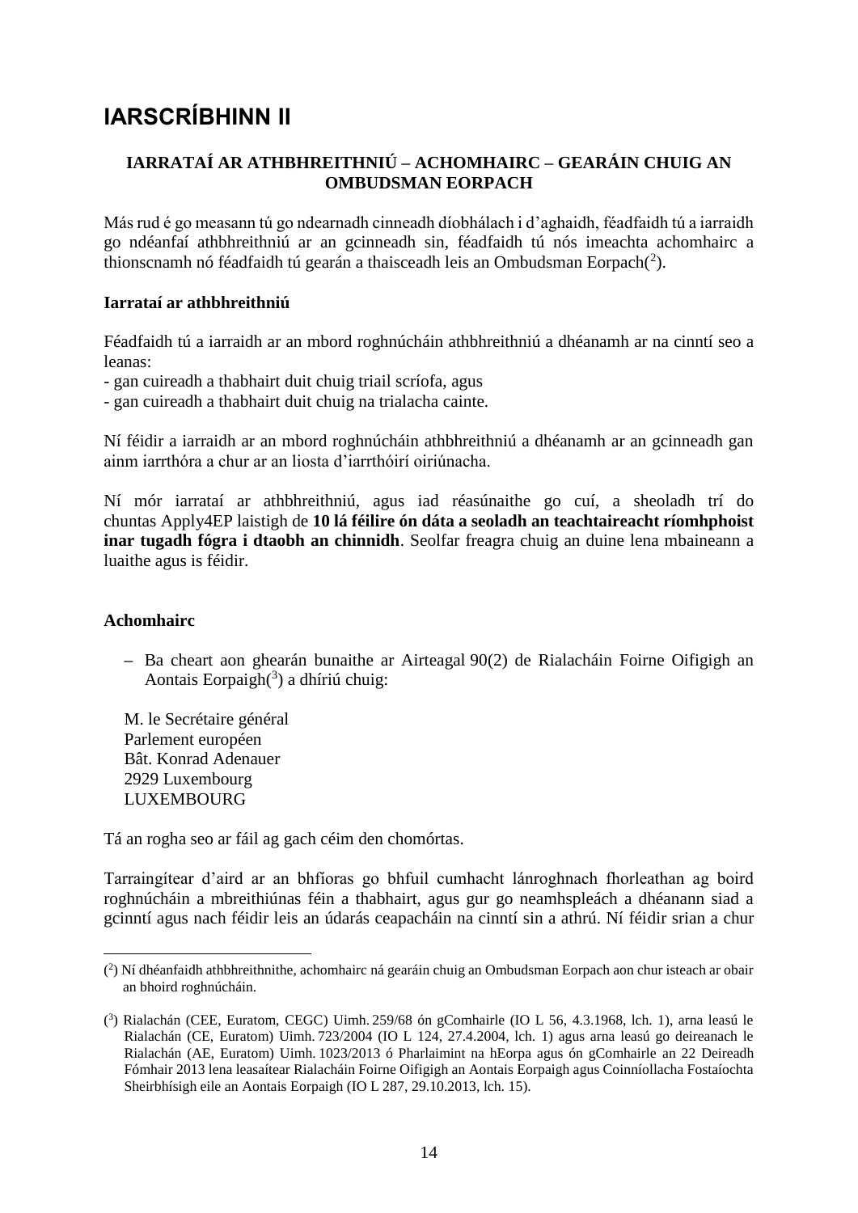# IARSCRÍBHINN II

**IARRATAÍ AR ATHBHREITHNIÚ – ACHOMHAIRC – GEARÁIN CHUIG AN OMBUDSMAN EORPACH**

Más rud é go measann tú go ndearnadh cinneadh díobhálach i d'aghaidh, féadfaidh tú a iarraidh go ndéanfaí athbhreithniú ar an gcinneadh sin, féadfaidh tú nós imeachta achomhairc a thionscnamh nó féadfaidh tú gearán a thaisceadh leis an Ombudsman Eorpach([2]).

**Iarrataí ar athbhreithniú**

Féadfaidh tú a iarraidh ar an mbord roghnúcháin athbhreithniú a dhéanamh ar na cinntí seo a leanas:
- gan cuireadh a thabhairt duit chuig triail scríofa, agus
- gan cuireadh a thabhairt duit chuig na trialacha cainte.

Ní féidir a iarraidh ar an mbord roghnúcháin athbhreithniú a dhéanamh ar an gcinneadh gan ainm iarrthóra a chur ar an liosta d'iarrthóirí oiriúnacha.

Ní mór iarrataí ar athbhreithniú, agus iad réasúnaithe go cuí, a sheoladh trí do chuntas Apply4EP laistigh de **10 lá féilire ón dáta a seoladh an teachtaireacht ríomhphoist inar tugadh fógra i dtaobh an chinnidh**. Seolfar freagra chuig an duine lena mbaineann a luaithe agus is féidir.

**Achomhairc**

– Ba cheart aon ghearán bunaithe ar Airteagal 90(2) de Rialacháin Foirne Oifigigh an Aontais Eorpaigh([3]) a dhíriú chuig:

M. le Secrétaire général
Parlement européen
Bât. Konrad Adenauer
2929 Luxembourg
LUXEMBOURG

Tá an rogha seo ar fáil ag gach céim den chomórtas.

Tarraingítear d'aird ar an bhfíoras go bhfuil cumhacht lánroghnach fhorleathan ag boird roghnúcháin a mbreithiúnas féin a thabhairt, agus gur go neamhspleách a dhéanann siad a gcinntí agus nach féidir leis an údarás ceapacháin na cinntí sin a athrú. Ní féidir srian a chur

---

([2]) Ní dhéanfaidh athbhreithnithe, achomhairc ná gearáin chuig an Ombudsman Eorpach aon chur isteach ar obair an bhoird roghnúcháin.

([3]) Rialachán (CEE, Euratom, CEGC) Uimh. 259/68 ón gComhairle (IO L 56, 4.3.1968, lch. 1), arna leasú le Rialachán (CE, Euratom) Uimh. 723/2004 (IO L 124, 27.4.2004, lch. 1) agus arna leasú go deireanach le Rialachán (AE, Euratom) Uimh. 1023/2013 ó Pharlaimint na hEorpa agus ón gComhairle an 22 Deireadh Fómhair 2013 lena leasaítear Rialacháin Foirne Oifigigh an Aontais Eorpaigh agus Coinníollacha Fostaíochta Sheirbhísigh eile an Aontais Eorpaigh (IO L 287, 29.10.2013, lch. 15).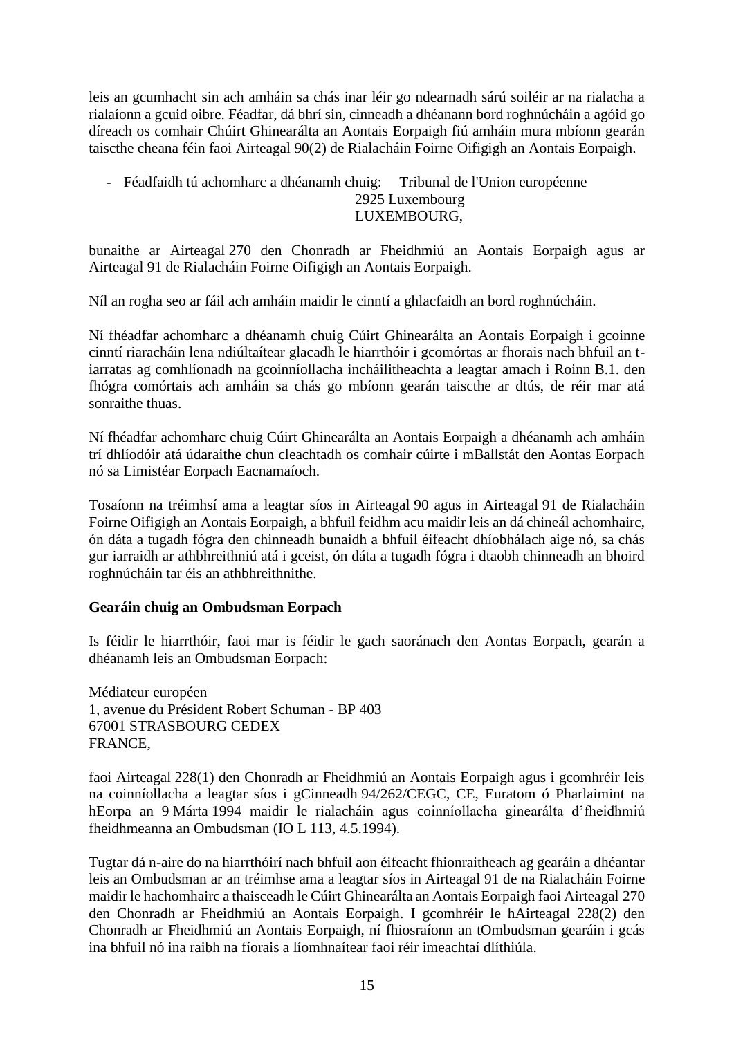leis an gcumhacht sin ach amháin sa chás inar léir go ndearnadh sárú soiléir ar na rialacha a rialaíonn a gcuid oibre. Féadfar, dá bhrí sin, cinneadh a dhéanann bord roghnúcháin a agóid go díreach os comhair Chúirt Ghinearálta an Aontais Eorpaigh fiú amháin mura mbíonn gearán taiscthe cheana féin faoi Airteagal 90(2) de Rialacháin Foirne Oifigigh an Aontais Eorpaigh.

- Féadfaidh tú achomharc a dhéanamh chuig: Tribunal de l'Union européenne
  2925 Luxembourg
  LUXEMBOURG,

bunaithe ar Airteagal 270 den Chonradh ar Fheidhmiú an Aontais Eorpaigh agus ar Airteagal 91 de Rialacháin Foirne Oifigigh an Aontais Eorpaigh.

Níl an rogha seo ar fáil ach amháin maidir le cinntí a ghlacfaidh an bord roghnúcháin.

Ní fhéadfar achomharc a dhéanamh chuig Cúirt Ghinearálta an Aontais Eorpaigh i gcoinne cinntí riaracháin lena ndiúltaítear glacadh le hiarrthóir i gcomórtas ar fhorais nach bhfuil an t-iarratas ag comhlíonadh na gcoinníollacha incháilitheachta a leagtar amach i Roinn B.1. den fhógra comórtais ach amháin sa chás go mbíonn gearán taiscthe ar dtús, de réir mar atá sonraithe thuas.

Ní fhéadfar achomharc chuig Cúirt Ghinearálta an Aontais Eorpaigh a dhéanamh ach amháin trí dhlíodóir atá údaraithe chun cleachtadh os comhair cúirte i mBallstát den Aontas Eorpach nó sa Limistéar Eorpach Eacnamaíoch.

Tosaíonn na tréimhsí ama a leagtar síos in Airteagal 90 agus in Airteagal 91 de Rialacháin Foirne Oifigigh an Aontais Eorpaigh, a bhfuil feidhm acu maidir leis an dá chineál achomhairc, ón dáta a tugadh fógra den chinneadh bunaidh a bhfuil éifeacht dhíobhálach aige nó, sa chás gur iarraidh ar athbhreithniú atá i gceist, ón dáta a tugadh fógra i dtaobh chinneadh an bhoird roghnúcháin tar éis an athbhreithnithe.

**Gearáin chuig an Ombudsman Eorpach**

Is féidir le hiarrthóir, faoi mar is féidir le gach saoránach den Aontas Eorpach, gearán a dhéanamh leis an Ombudsman Eorpach:

Médiateur européen
1, avenue du Président Robert Schuman - BP 403
67001 STRASBOURG CEDEX
FRANCE,

faoi Airteagal 228(1) den Chonradh ar Fheidhmiú an Aontais Eorpaigh agus i gcomhréir leis na coinníollacha a leagtar síos i gCinneadh 94/262/CEGC, CE, Euratom ó Pharlaimint na hEorpa an 9 Márta 1994 maidir le rialacháin agus coinníollacha ginearálta d'fheidhmiú fheidhmeanna an Ombudsman (IO L 113, 4.5.1994).

Tugtar dá n-aire do na hiarrthóirí nach bhfuil aon éifeacht fhionraitheach ag gearáin a dhéantar leis an Ombudsman ar an tréimhse ama a leagtar síos in Airteagal 91 de na Rialacháin Foirne maidir le hachomhairc a thaisceadh le Cúirt Ghinearálta an Aontais Eorpaigh faoi Airteagal 270 den Chonradh ar Fheidhmiú an Aontais Eorpaigh. I gcomhréir le hAirteagal 228(2) den Chonradh ar Fheidhmiú an Aontais Eorpaigh, ní fhiosraíonn an tOmbudsman gearáin i gcás ina bhfuil nó ina raibh na fíorais a líomhnaítear faoi réir imeachtaí dlíthiúla.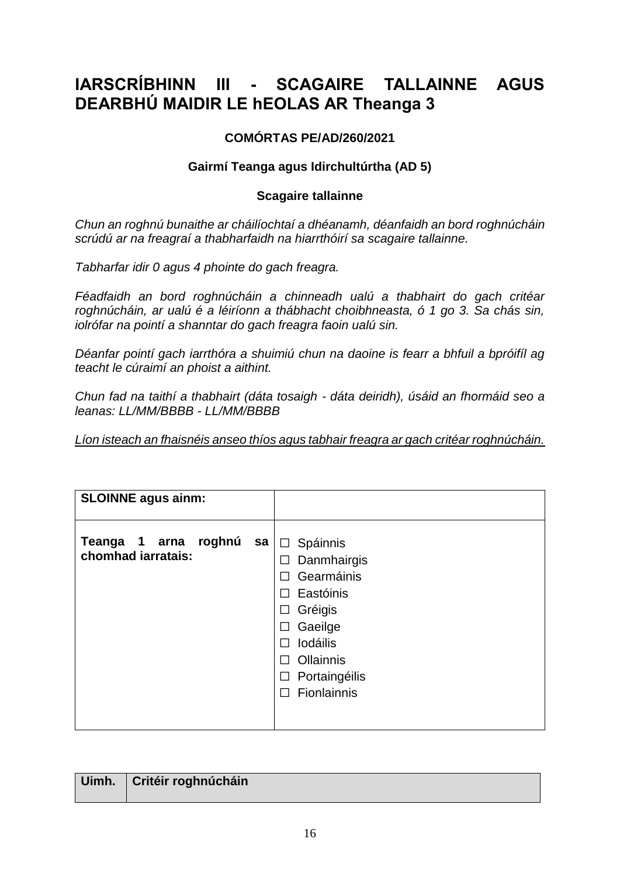# IARSCRÍBHINN III - SCAGAIRE TALLAINNE AGUS DEARBHÚ MAIDIR LE hEOLAS AR Theanga 3

**COMÓRTAS PE/AD/260/2021**

**Gairmí Teanga agus Idirchultúrtha (AD 5)**

**Scagaire tallainne**

*Chun an roghnú bunaithe ar cháilíochtaí a dhéanamh, déanfaidh an bord roghnúcháin scrúdú ar na freagraí a thabharfaidh na hiarrthóirí sa scagaire tallainne.*

*Tabharfar idir 0 agus 4 phointe do gach freagra.*

*Féadfaidh an bord roghnúcháin a chinneadh ualú a thabhairt do gach critéar roghnúcháin, ar ualú é a léiríonn a thábhacht choibhneasta, ó 1 go 3. Sa chás sin, iolrófar na pointí a shanntar do gach freagra faoin ualú sin.*

*Déanfar pointí gach iarrthóra a shuimiú chun na daoine is fearr a bhfuil a bpróifíl ag teacht le cúraimí an phoist a aithint.*

*Chun fad na taithí a thabhairt (dáta tosaigh - dáta deiridh), úsáid an fhormáid seo a leanas: LL/MM/BBBB - LL/MM/BBBB*

<u>*Líon isteach an fhaisnéis anseo thíos agus tabhair freagra ar gach critéar roghnúcháin.*</u>

| **SLOINNE agus ainm:** | |
|---|---|
| **Teanga 1 arna roghnú sa chomhad iarratais:** | ☐ Spáinnis<br>☐ Danmhairgis<br>☐ Gearmáinis<br>☐ Eastóinis<br>☐ Gréigis<br>☐ Gaeilge<br>☐ Iodáilis<br>☐ Ollainnis<br>☐ Portaingéilis<br>☐ Fionlainnis |

| Uimh. | Critéir roghnúcháin |
|---|---|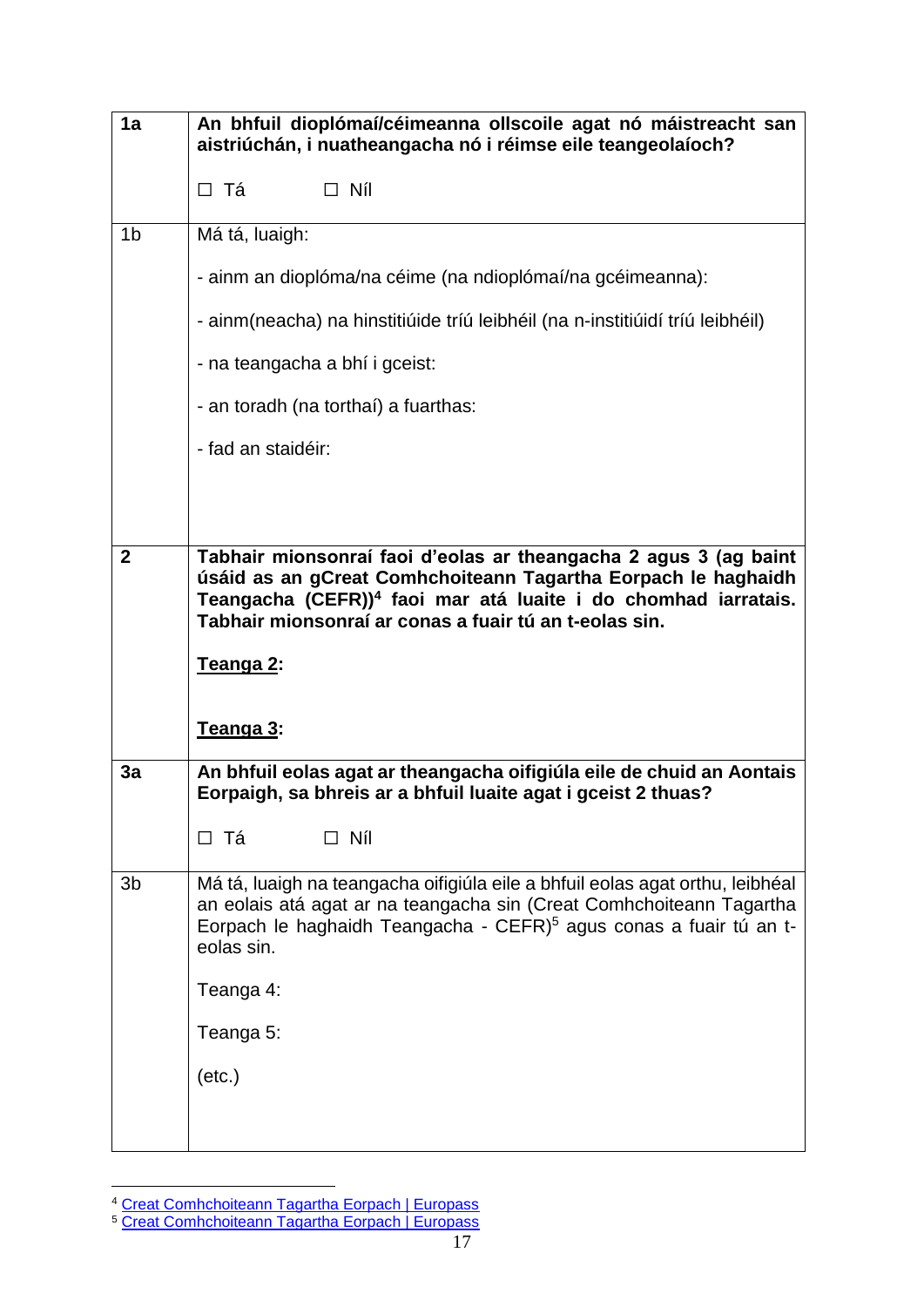| | |
|---|---|
| **1a** | **An bhfuil dioplómaí/céimeanna ollscoile agat nó máistreacht san aistriúchán, i nuatheangacha nó i réimse eile teangeolaíoch?**<br><br>☐ Tá ☐ Níl |
| 1b | Má tá, luaigh:<br><br>- ainm an dioplóma/na céime (na ndioplómaí/na gcéimeanna):<br><br>- ainm(neacha) na hinstitiúide tríú leibhéil (na n-institiúidí tríú leibhéil)<br><br>- na teangacha a bhí i gceist:<br><br>- an toradh (na torthaí) a fuarthas:<br><br>- fad an staidéir: |
| **2** | **Tabhair mionsonraí faoi d'eolas ar theangacha 2 agus 3 (ag baint úsáid as an gCreat Comhchoiteann Tagartha Eorpach le haghaidh Teangacha (CEFR))[4] faoi mar atá luaite i do chomhad iarratais. Tabhair mionsonraí ar conas a fuair tú an t-eolas sin.**<br><br>**<u>Teanga 2</u>:**<br><br>**<u>Teanga 3</u>:** |
| **3a** | **An bhfuil eolas agat ar theangacha oifigiúla eile de chuid an Aontais Eorpaigh, sa bhreis ar a bhfuil luaite agat i gceist 2 thuas?**<br><br>☐ Tá ☐ Níl |
| 3b | Má tá, luaigh na teangacha oifigiúla eile a bhfuil eolas agat orthu, leibhéal an eolais atá agat ar na teangacha sin (Creat Comhchoiteann Tagartha Eorpach le haghaidh Teangacha - CEFR)[5] agus conas a fuair tú an t-eolas sin.<br><br>Teanga 4:<br><br>Teanga 5:<br><br>(etc.) |

[4] Creat Comhchoiteann Tagartha Eorpach | Europass

[5] Creat Comhchoiteann Tagartha Eorpach | Europass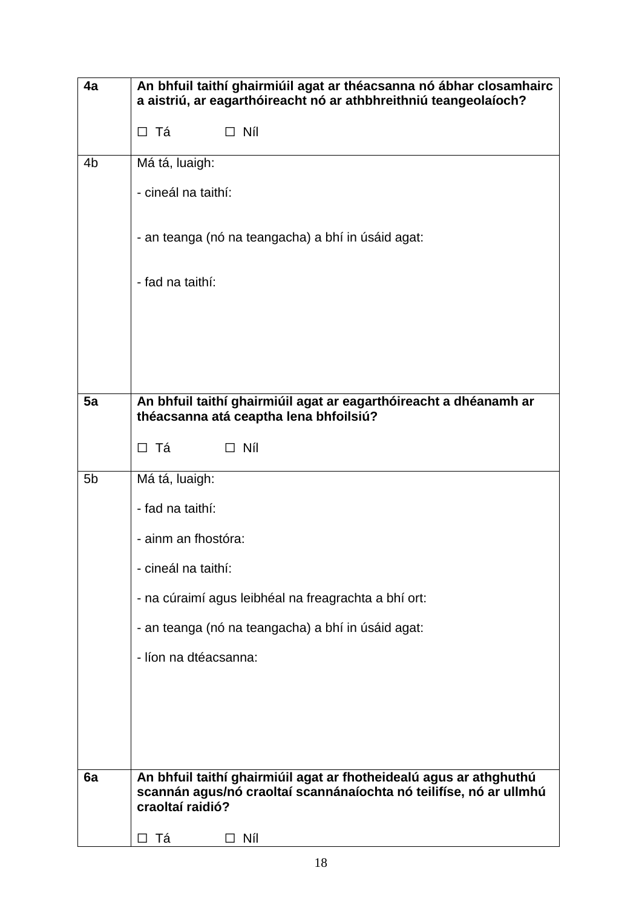| | |
|---|---|
| **4a** | **An bhfuil taithí ghairmiúil agat ar théacsanna nó ábhar closamhairc a aistriú, ar eagarthóireacht nó ar athbhreithniú teangeolaíoch?**<br><br>☐ Tá ☐ Níl |
| 4b | Má tá, luaigh:<br><br>- cineál na taithí:<br><br>- an teanga (nó na teangacha) a bhí in úsáid agat:<br><br>- fad na taithí: |
| **5a** | **An bhfuil taithí ghairmiúil agat ar eagarthóireacht a dhéanamh ar théacsanna atá ceaptha lena bhfoilsiú?**<br><br>☐ Tá ☐ Níl |
| 5b | Má tá, luaigh:<br><br>- fad na taithí:<br><br>- ainm an fhostóra:<br><br>- cineál na taithí:<br><br>- na cúraimí agus leibhéal na freagrachta a bhí ort:<br><br>- an teanga (nó na teangacha) a bhí in úsáid agat:<br><br>- líon na dtéacsanna: |
| **6a** | **An bhfuil taithí ghairmiúil agat ar fhotheidealú agus ar athghuthú scannán agus/nó craoltaí scannánaíochta nó teilifíse, nó ar ullmhú craoltaí raidió?**<br><br>☐ Tá ☐ Níl |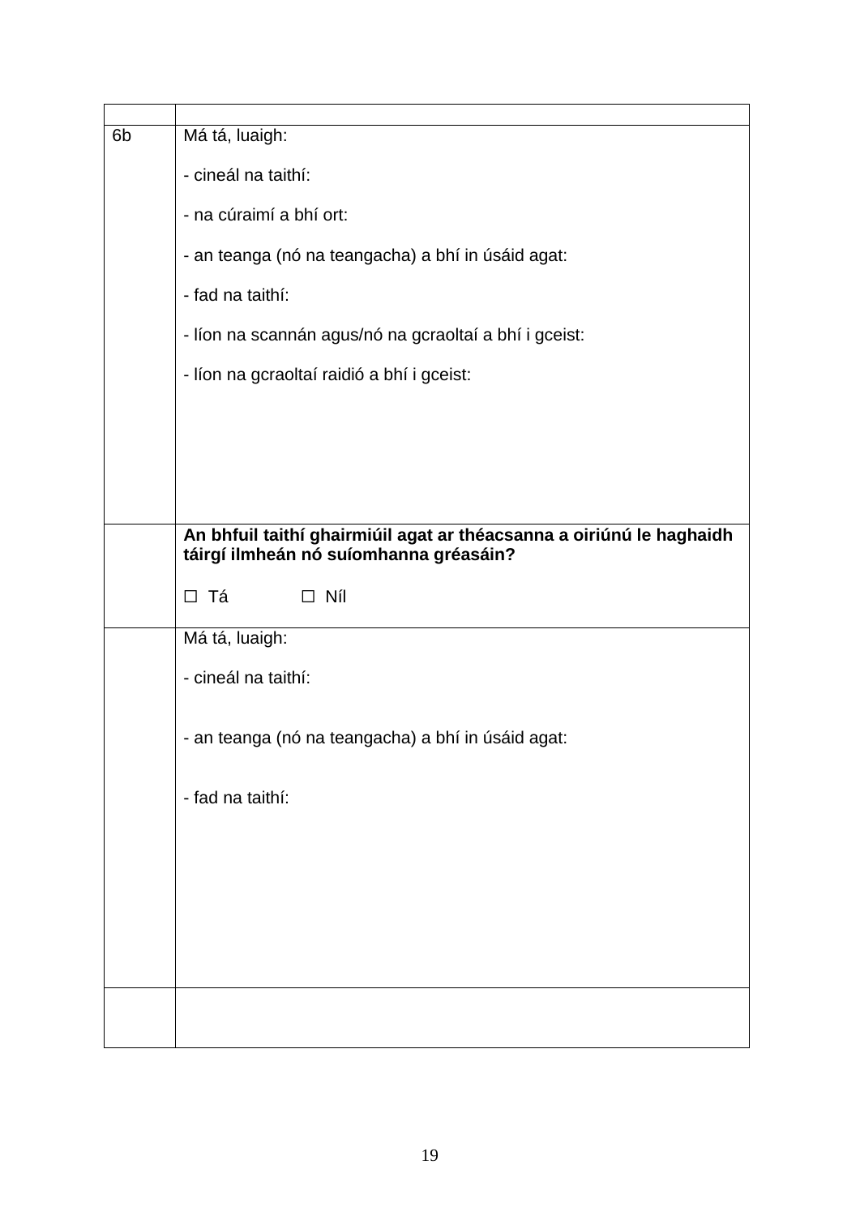| | |
|---|---|
| 6b | Má tá, luaigh:<br><br>- cineál na taithí:<br><br>- na cúraimí a bhí ort:<br><br>- an teanga (nó na teangacha) a bhí in úsáid agat:<br><br>- fad na taithí:<br><br>- líon na scannán agus/nó na gcraoltaí a bhí i gceist:<br><br>- líon na gcraoltaí raidió a bhí i gceist: |
| | **An bhfuil taithí ghairmiúil agat ar théacsanna a oiriúnú le haghaidh táirgí ilmheán nó suíomhanna gréasáin?**<br><br>☐ Tá ☐ Níl |
| | Má tá, luaigh:<br><br>- cineál na taithí:<br><br>- an teanga (nó na teangacha) a bhí in úsáid agat:<br><br>- fad na taithí: |
| | |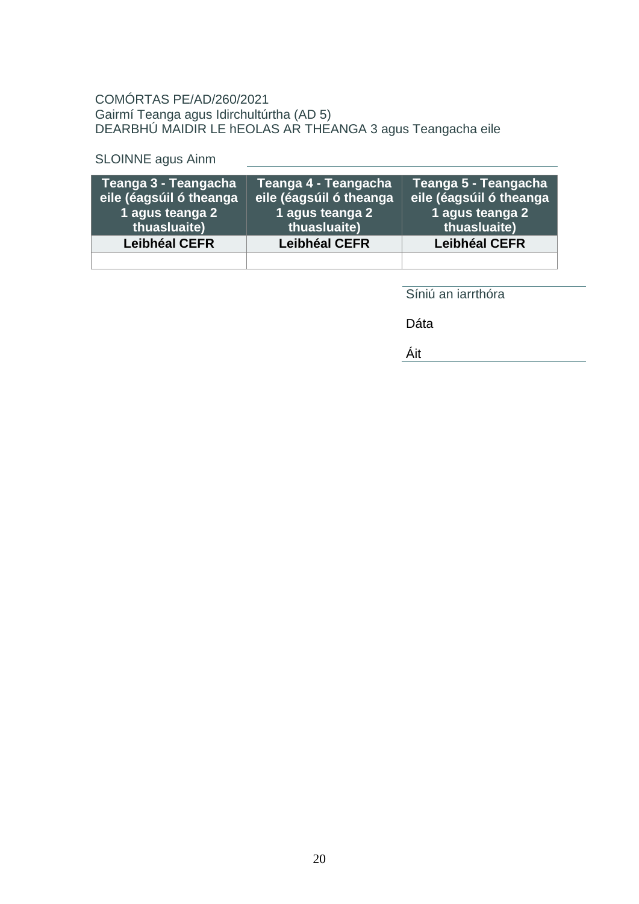COMÓRTAS PE/AD/260/2021
Gairmí Teanga agus Idirchultúrtha (AD 5)
DEARBHÚ MAIDIR LE hEOLAS AR THEANGA 3 agus Teangacha eile

SLOINNE agus Ainm ______________________________

| Teanga 3 - Teangacha eile (éagsúil ó theanga 1 agus teanga 2 thuasluaite) | Teanga 4 - Teangacha eile (éagsúil ó theanga 1 agus teanga 2 thuasluaite) | Teanga 5 - Teangacha eile (éagsúil ó theanga 1 agus teanga 2 thuasluaite) |
|---|---|---|
| **Leibhéal CEFR** | **Leibhéal CEFR** | **Leibhéal CEFR** |
| | | |

______________________________
Síniú an iarrthóra

Dáta

Áit
______________________________